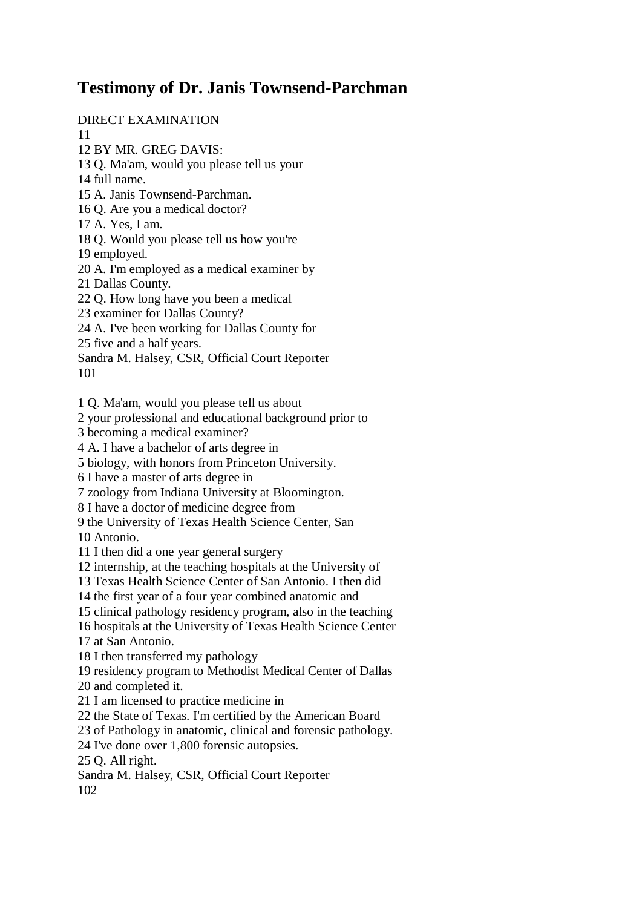# Testimony of Dr. Janis Townsend-Parchman

DIRECT EXAMINATION

11

12 BY MR. GREG DAVIS:

13 Q. Ma'am, would you please tell us your

14 full name.

15 A. Janis Townsend-Parchman.

16 Q. Are you a medical doctor?

17 A. Yes, I am.

18 Q. Would you please tell us how you're

19 employed.

20 A. I'm employed as a medical examiner by

21 Dallas County.

22 Q. How long have you been a medical

23 examiner for Dallas County?

24 A. I've been working for Dallas County for

25 five and a half years.

Sandra M. Halsey, CSR, Official Court Reporter

101

1 Q. Ma'am, would you please tell us about

2 your professional and educational background prior to

3 becoming a medical examiner?

4 A. I have a bachelor of arts degree in

5 biology, with honors from Princeton University.

6 I have a master of arts degree in

7 zoology from Indiana University at Bloomington.

8 I have a doctor of medicine degree from

9 the University of Texas Health Science Center, San

10 Antonio.

11 I then did a one year general surgery

12 internship, at the teaching hospitals at the University of

13 Texas Health Science Center of San Antonio. I then did

14 the first year of a four year combined anatomic and

15 clinical pathology residency program, also in the teaching

16 hospitals at the University of Texas Health Science Center

17 at San Antonio.

18 I then transferred my pathology

19 residency program to Methodist Medical Center of Dallas

20 and completed it.

21 I am licensed to practice medicine in

22 the State of Texas. I'm certified by the American Board

23 of Pathology in anatomic, clinical and forensic pathology.

24 I've done over 1,800 forensic autopsies.

25 Q. All right.

Sandra M. Halsey, CSR, Official Court Reporter

102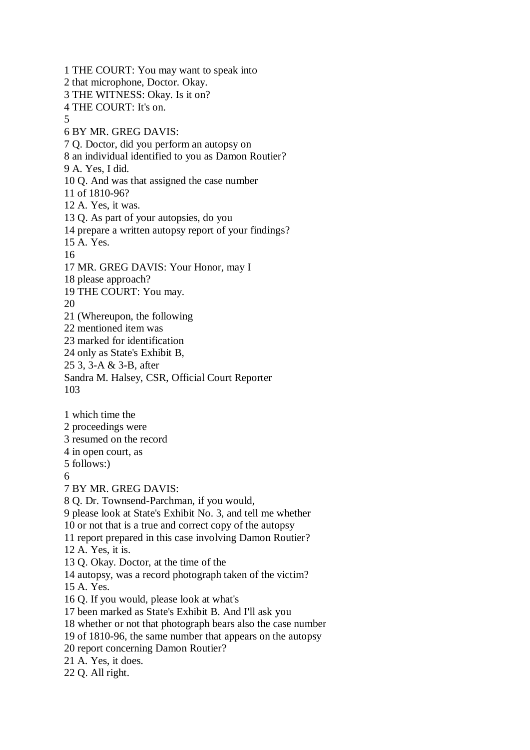1 THE COURT: You may want to speak into
2 that microphone, Doctor. Okay.
3 THE WITNESS: Okay. Is it on?
4 THE COURT: It's on.
5
6 BY MR. GREG DAVIS:
7 Q. Doctor, did you perform an autopsy on
8 an individual identified to you as Damon Routier?
9 A. Yes, I did.
10 Q. And was that assigned the case number
11 of 1810-96?
12 A. Yes, it was.
13 Q. As part of your autopsies, do you
14 prepare a written autopsy report of your findings?
15 A. Yes.
16
17 MR. GREG DAVIS: Your Honor, may I
18 please approach?
19 THE COURT: You may.
20
21 (Whereupon, the following
22 mentioned item was
23 marked for identification
24 only as State's Exhibit B,
25 3, 3-A & 3-B, after
Sandra M. Halsey, CSR, Official Court Reporter

1 which time the
2 proceedings were
3 resumed on the record
4 in open court, as
5 follows:)
6
7 BY MR. GREG DAVIS:
8 Q. Dr. Townsend-Parchman, if you would,
9 please look at State's Exhibit No. 3, and tell me whether
10 or not that is a true and correct copy of the autopsy
11 report prepared in this case involving Damon Routier?
12 A. Yes, it is.
13 Q. Okay. Doctor, at the time of the
14 autopsy, was a record photograph taken of the victim?
15 A. Yes.
16 Q. If you would, please look at what's
17 been marked as State's Exhibit B. And I'll ask you
18 whether or not that photograph bears also the case number
19 of 1810-96, the same number that appears on the autopsy
20 report concerning Damon Routier?
21 A. Yes, it does.
22 Q. All right.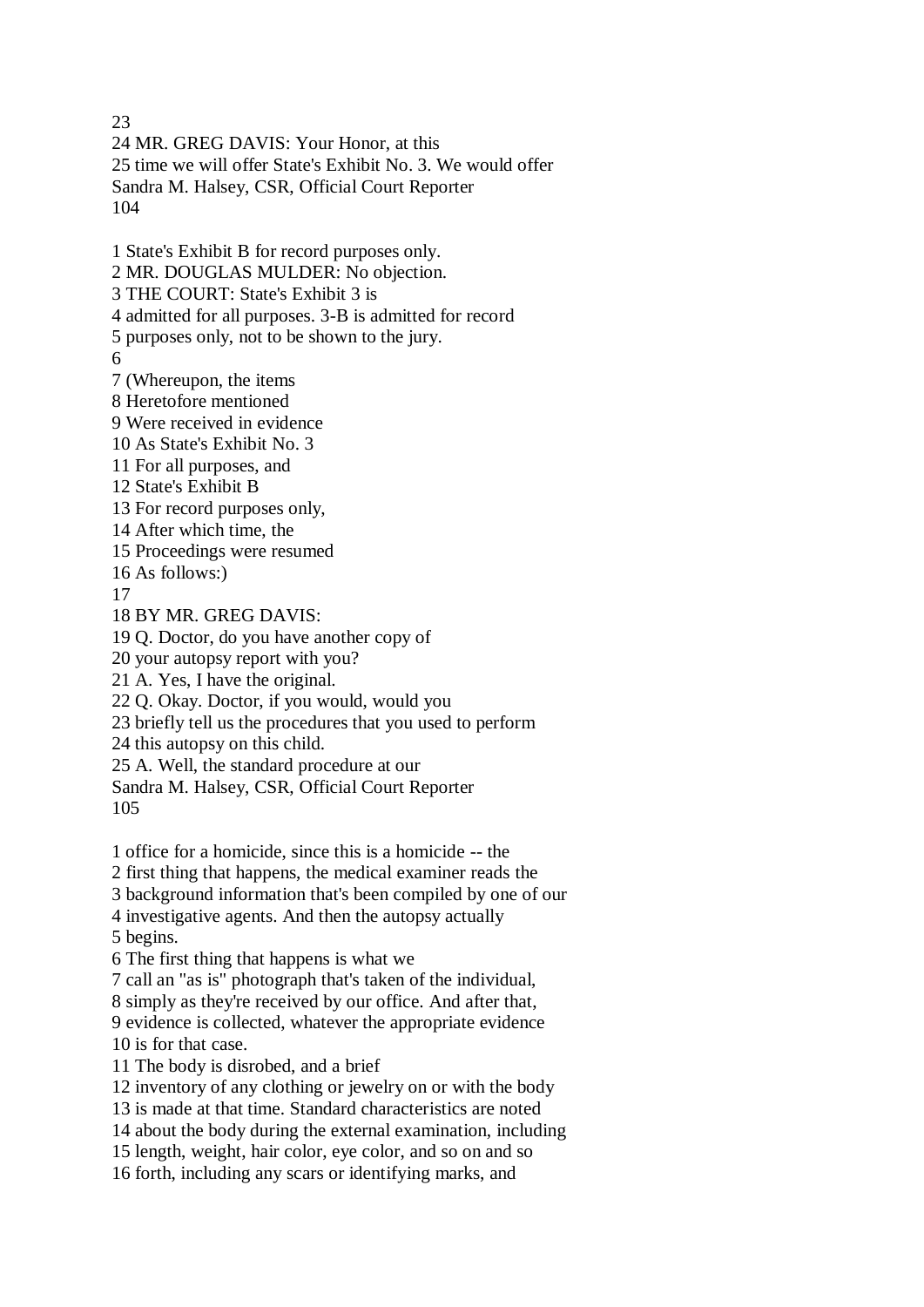23
24 MR. GREG DAVIS: Your Honor, at this
25 time we will offer State's Exhibit No. 3. We would offer

1 State's Exhibit B for record purposes only.
2 MR. DOUGLAS MULDER: No objection.
3 THE COURT: State's Exhibit 3 is
4 admitted for all purposes. 3-B is admitted for record
5 purposes only, not to be shown to the jury.
6
7 (Whereupon, the items
8 Heretofore mentioned
9 Were received in evidence
10 As State's Exhibit No. 3
11 For all purposes, and
12 State's Exhibit B
13 For record purposes only,
14 After which time, the
15 Proceedings were resumed
16 As follows:)
17
18 BY MR. GREG DAVIS:
19 Q. Doctor, do you have another copy of
20 your autopsy report with you?
21 A. Yes, I have the original.
22 Q. Okay. Doctor, if you would, would you
23 briefly tell us the procedures that you used to perform
24 this autopsy on this child.
25 A. Well, the standard procedure at our

1 office for a homicide, since this is a homicide -- the
2 first thing that happens, the medical examiner reads the
3 background information that's been compiled by one of our
4 investigative agents. And then the autopsy actually
5 begins.
6 The first thing that happens is what we
7 call an "as is" photograph that's taken of the individual,
8 simply as they're received by our office. And after that,
9 evidence is collected, whatever the appropriate evidence
10 is for that case.
11 The body is disrobed, and a brief
12 inventory of any clothing or jewelry on or with the body
13 is made at that time. Standard characteristics are noted
14 about the body during the external examination, including
15 length, weight, hair color, eye color, and so on and so
16 forth, including any scars or identifying marks, and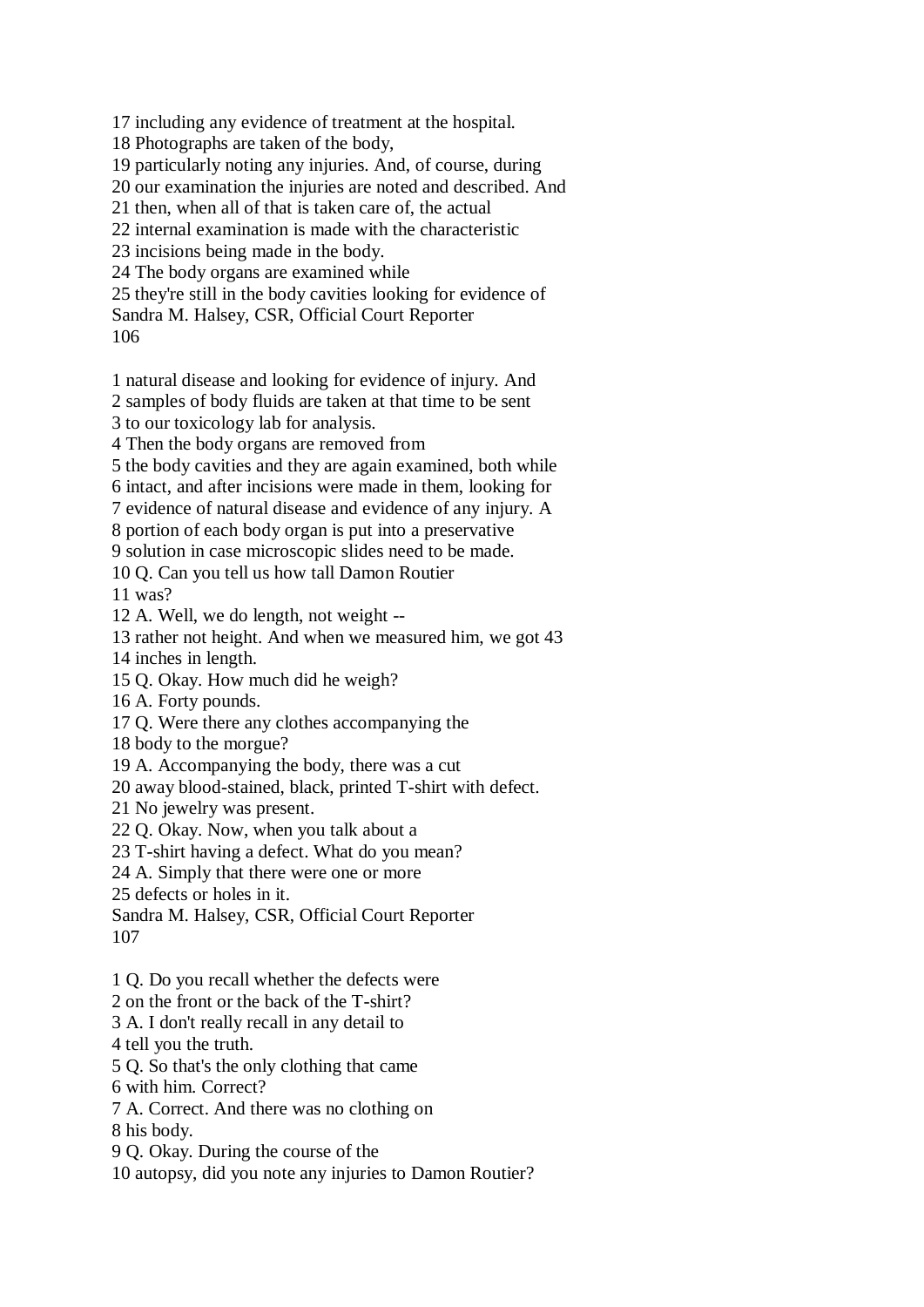17 including any evidence of treatment at the hospital.
18 Photographs are taken of the body,
19 particularly noting any injuries. And, of course, during
20 our examination the injuries are noted and described. And
21 then, when all of that is taken care of, the actual
22 internal examination is made with the characteristic
23 incisions being made in the body.
24 The body organs are examined while
25 they're still in the body cavities looking for evidence of
Sandra M. Halsey, CSR, Official Court Reporter

1 natural disease and looking for evidence of injury. And
2 samples of body fluids are taken at that time to be sent
3 to our toxicology lab for analysis.
4 Then the body organs are removed from
5 the body cavities and they are again examined, both while
6 intact, and after incisions were made in them, looking for
7 evidence of natural disease and evidence of any injury. A
8 portion of each body organ is put into a preservative
9 solution in case microscopic slides need to be made.
10 Q. Can you tell us how tall Damon Routier
11 was?
12 A. Well, we do length, not weight --
13 rather not height. And when we measured him, we got 43
14 inches in length.
15 Q. Okay. How much did he weigh?
16 A. Forty pounds.
17 Q. Were there any clothes accompanying the
18 body to the morgue?
19 A. Accompanying the body, there was a cut
20 away blood-stained, black, printed T-shirt with defect.
21 No jewelry was present.
22 Q. Okay. Now, when you talk about a
23 T-shirt having a defect. What do you mean?
24 A. Simply that there were one or more
25 defects or holes in it.
Sandra M. Halsey, CSR, Official Court Reporter

1 Q. Do you recall whether the defects were
2 on the front or the back of the T-shirt?
3 A. I don't really recall in any detail to
4 tell you the truth.
5 Q. So that's the only clothing that came
6 with him. Correct?
7 A. Correct. And there was no clothing on
8 his body.
9 Q. Okay. During the course of the
10 autopsy, did you note any injuries to Damon Routier?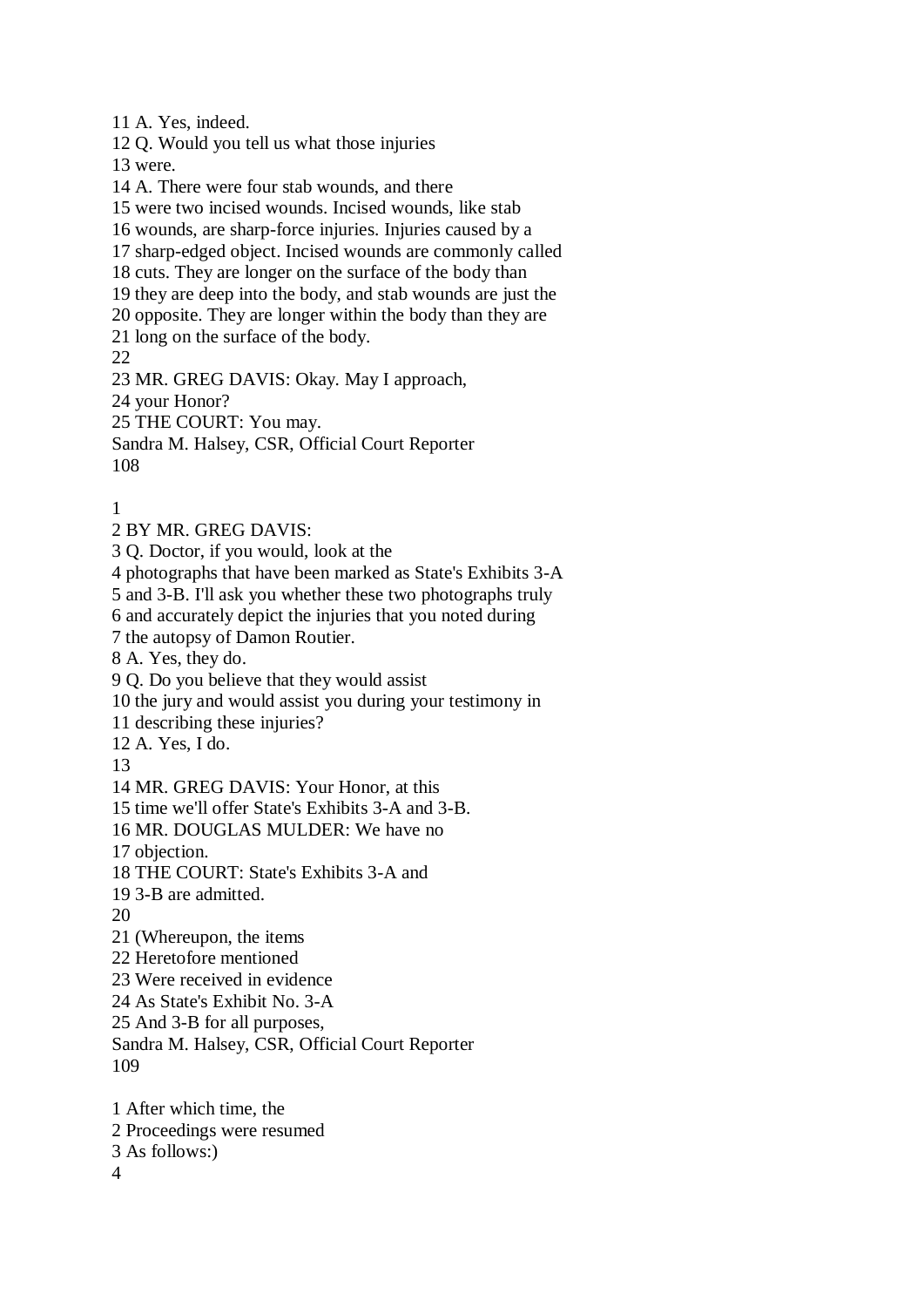11 A. Yes, indeed.
12 Q. Would you tell us what those injuries
13 were.
14 A. There were four stab wounds, and there
15 were two incised wounds. Incised wounds, like stab
16 wounds, are sharp-force injuries. Injuries caused by a
17 sharp-edged object. Incised wounds are commonly called
18 cuts. They are longer on the surface of the body than
19 they are deep into the body, and stab wounds are just the
20 opposite. They are longer within the body than they are
21 long on the surface of the body.
22
23 MR. GREG DAVIS: Okay. May I approach,
24 your Honor?
25 THE COURT: You may.
Sandra M. Halsey, CSR, Official Court Reporter
108

1
2 BY MR. GREG DAVIS:
3 Q. Doctor, if you would, look at the
4 photographs that have been marked as State's Exhibits 3-A
5 and 3-B. I'll ask you whether these two photographs truly
6 and accurately depict the injuries that you noted during
7 the autopsy of Damon Routier.
8 A. Yes, they do.
9 Q. Do you believe that they would assist
10 the jury and would assist you during your testimony in
11 describing these injuries?
12 A. Yes, I do.
13
14 MR. GREG DAVIS: Your Honor, at this
15 time we'll offer State's Exhibits 3-A and 3-B.
16 MR. DOUGLAS MULDER: We have no
17 objection.
18 THE COURT: State's Exhibits 3-A and
19 3-B are admitted.
20
21 (Whereupon, the items
22 Heretofore mentioned
23 Were received in evidence
24 As State's Exhibit No. 3-A
25 And 3-B for all purposes,
Sandra M. Halsey, CSR, Official Court Reporter
109

1 After which time, the
2 Proceedings were resumed
3 As follows:)
4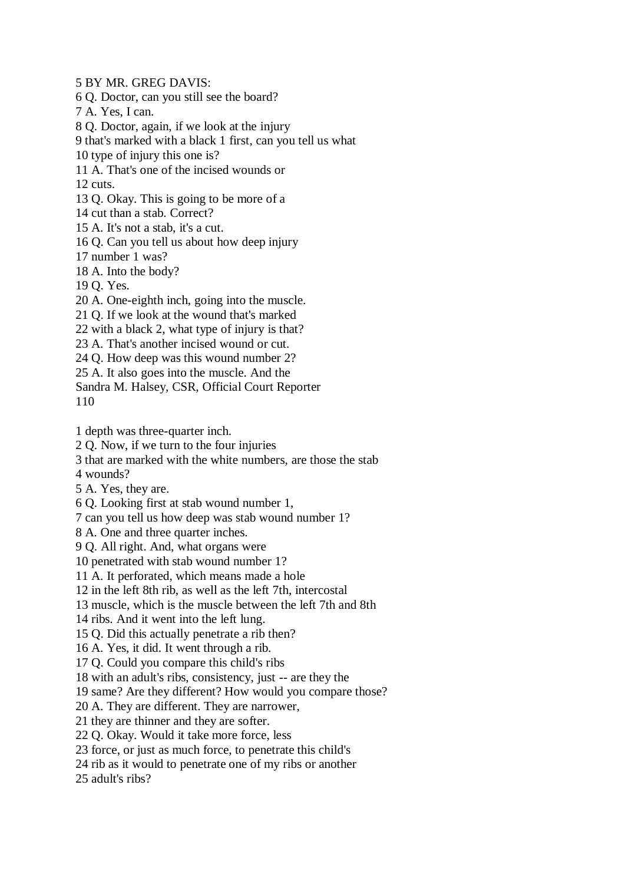5 BY MR. GREG DAVIS:
6 Q. Doctor, can you still see the board?
7 A. Yes, I can.
8 Q. Doctor, again, if we look at the injury
9 that's marked with a black 1 first, can you tell us what
10 type of injury this one is?
11 A. That's one of the incised wounds or
12 cuts.
13 Q. Okay. This is going to be more of a
14 cut than a stab. Correct?
15 A. It's not a stab, it's a cut.
16 Q. Can you tell us about how deep injury
17 number 1 was?
18 A. Into the body?
19 Q. Yes.
20 A. One-eighth inch, going into the muscle.
21 Q. If we look at the wound that's marked
22 with a black 2, what type of injury is that?
23 A. That's another incised wound or cut.
24 Q. How deep was this wound number 2?
25 A. It also goes into the muscle. And the
Sandra M. Halsey, CSR, Official Court Reporter

1 depth was three-quarter inch.
2 Q. Now, if we turn to the four injuries
3 that are marked with the white numbers, are those the stab
4 wounds?
5 A. Yes, they are.
6 Q. Looking first at stab wound number 1,
7 can you tell us how deep was stab wound number 1?
8 A. One and three quarter inches.
9 Q. All right. And, what organs were
10 penetrated with stab wound number 1?
11 A. It perforated, which means made a hole
12 in the left 8th rib, as well as the left 7th, intercostal
13 muscle, which is the muscle between the left 7th and 8th
14 ribs. And it went into the left lung.
15 Q. Did this actually penetrate a rib then?
16 A. Yes, it did. It went through a rib.
17 Q. Could you compare this child's ribs
18 with an adult's ribs, consistency, just -- are they the
19 same? Are they different? How would you compare those?
20 A. They are different. They are narrower,
21 they are thinner and they are softer.
22 Q. Okay. Would it take more force, less
23 force, or just as much force, to penetrate this child's
24 rib as it would to penetrate one of my ribs or another
25 adult's ribs?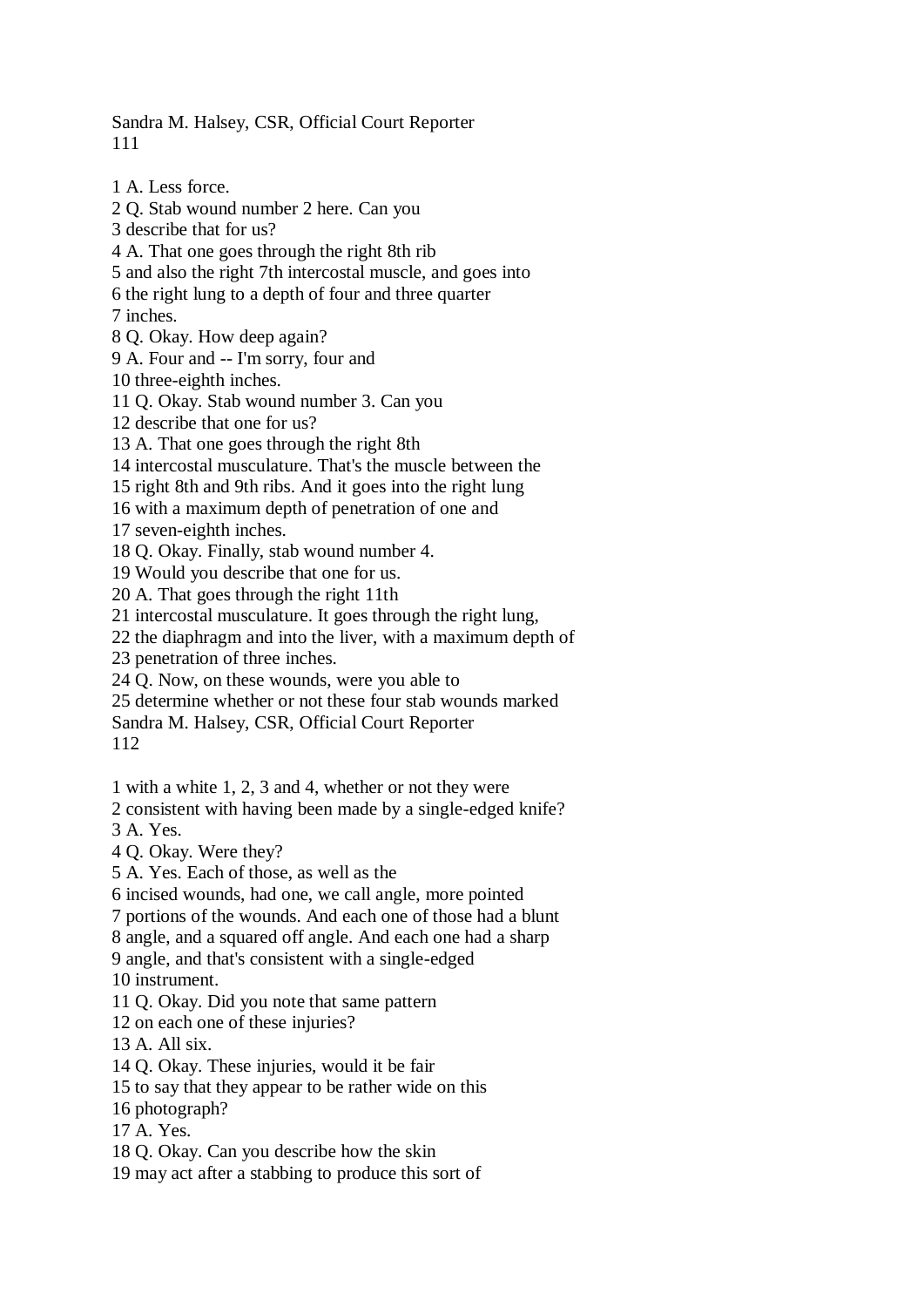1 A. Less force.
2 Q. Stab wound number 2 here. Can you
3 describe that for us?
4 A. That one goes through the right 8th rib
5 and also the right 7th intercostal muscle, and goes into
6 the right lung to a depth of four and three quarter
7 inches.
8 Q. Okay. How deep again?
9 A. Four and -- I'm sorry, four and
10 three-eighth inches.
11 Q. Okay. Stab wound number 3. Can you
12 describe that one for us?
13 A. That one goes through the right 8th
14 intercostal musculature. That's the muscle between the
15 right 8th and 9th ribs. And it goes into the right lung
16 with a maximum depth of penetration of one and
17 seven-eighth inches.
18 Q. Okay. Finally, stab wound number 4.
19 Would you describe that one for us.
20 A. That goes through the right 11th
21 intercostal musculature. It goes through the right lung,
22 the diaphragm and into the liver, with a maximum depth of
23 penetration of three inches.
24 Q. Now, on these wounds, were you able to
25 determine whether or not these four stab wounds marked

1 with a white 1, 2, 3 and 4, whether or not they were
2 consistent with having been made by a single-edged knife?
3 A. Yes.
4 Q. Okay. Were they?
5 A. Yes. Each of those, as well as the
6 incised wounds, had one, we call angle, more pointed
7 portions of the wounds. And each one of those had a blunt
8 angle, and a squared off angle. And each one had a sharp
9 angle, and that's consistent with a single-edged
10 instrument.
11 Q. Okay. Did you note that same pattern
12 on each one of these injuries?
13 A. All six.
14 Q. Okay. These injuries, would it be fair
15 to say that they appear to be rather wide on this
16 photograph?
17 A. Yes.
18 Q. Okay. Can you describe how the skin
19 may act after a stabbing to produce this sort of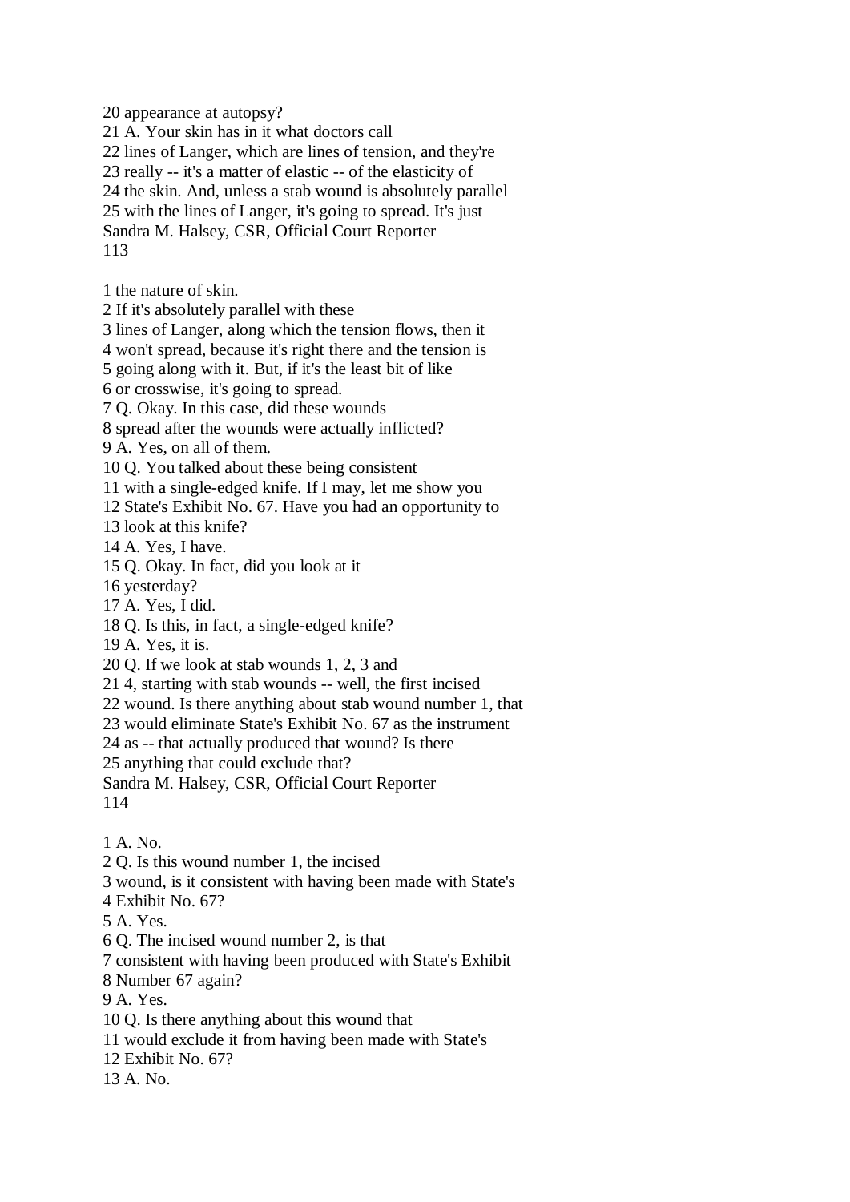20 appearance at autopsy?
21 A. Your skin has in it what doctors call
22 lines of Langer, which are lines of tension, and they're
23 really -- it's a matter of elastic -- of the elasticity of
24 the skin. And, unless a stab wound is absolutely parallel
25 with the lines of Langer, it's going to spread. It's just

1 the nature of skin.
2 If it's absolutely parallel with these
3 lines of Langer, along which the tension flows, then it
4 won't spread, because it's right there and the tension is
5 going along with it. But, if it's the least bit of like
6 or crosswise, it's going to spread.
7 Q. Okay. In this case, did these wounds
8 spread after the wounds were actually inflicted?
9 A. Yes, on all of them.
10 Q. You talked about these being consistent
11 with a single-edged knife. If I may, let me show you
12 State's Exhibit No. 67. Have you had an opportunity to
13 look at this knife?
14 A. Yes, I have.
15 Q. Okay. In fact, did you look at it
16 yesterday?
17 A. Yes, I did.
18 Q. Is this, in fact, a single-edged knife?
19 A. Yes, it is.
20 Q. If we look at stab wounds 1, 2, 3 and
21 4, starting with stab wounds -- well, the first incised
22 wound. Is there anything about stab wound number 1, that
23 would eliminate State's Exhibit No. 67 as the instrument
24 as -- that actually produced that wound? Is there
25 anything that could exclude that?

1 A. No.
2 Q. Is this wound number 1, the incised
3 wound, is it consistent with having been made with State's
4 Exhibit No. 67?
5 A. Yes.
6 Q. The incised wound number 2, is that
7 consistent with having been produced with State's Exhibit
8 Number 67 again?
9 A. Yes.
10 Q. Is there anything about this wound that
11 would exclude it from having been made with State's
12 Exhibit No. 67?
13 A. No.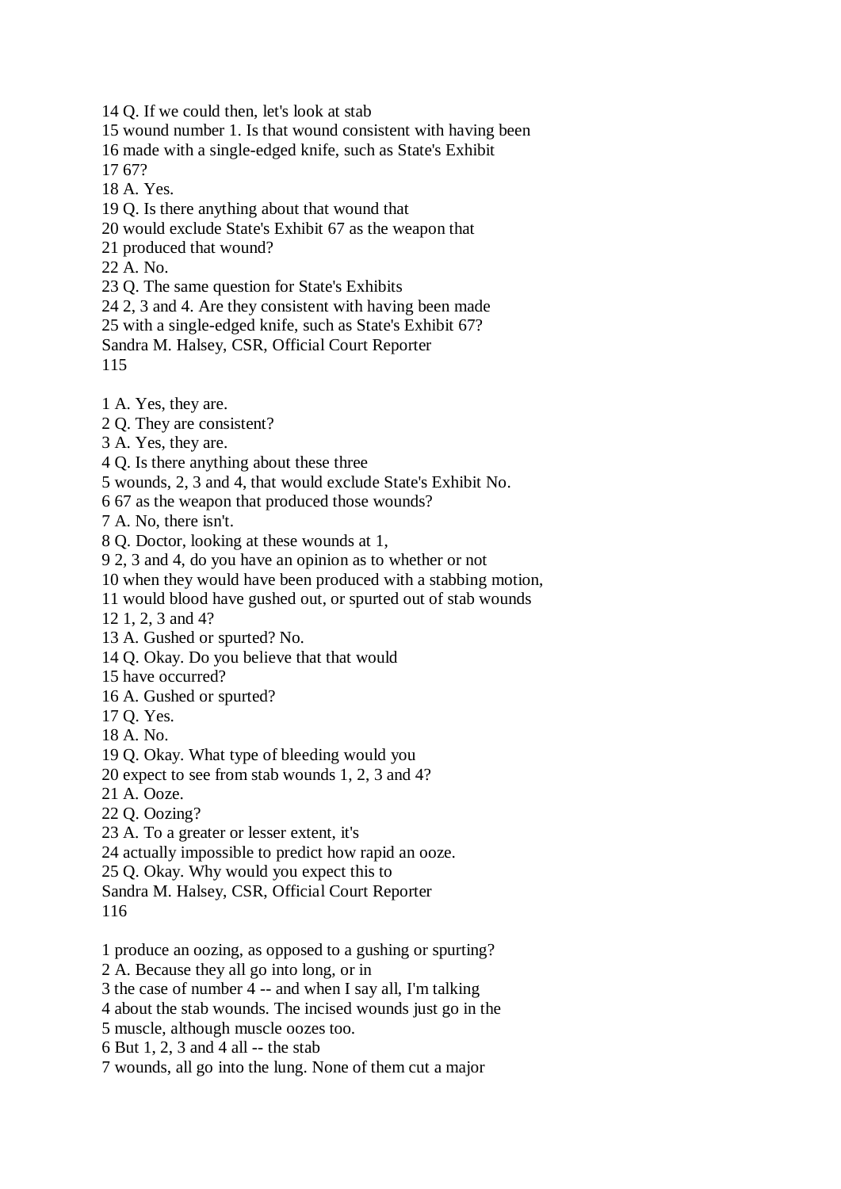14 Q. If we could then, let's look at stab
15 wound number 1. Is that wound consistent with having been
16 made with a single-edged knife, such as State's Exhibit
17 67?
18 A. Yes.
19 Q. Is there anything about that wound that
20 would exclude State's Exhibit 67 as the weapon that
21 produced that wound?
22 A. No.
23 Q. The same question for State's Exhibits
24 2, 3 and 4. Are they consistent with having been made
25 with a single-edged knife, such as State's Exhibit 67?

1 A. Yes, they are.
2 Q. They are consistent?
3 A. Yes, they are.
4 Q. Is there anything about these three
5 wounds, 2, 3 and 4, that would exclude State's Exhibit No.
6 67 as the weapon that produced those wounds?
7 A. No, there isn't.
8 Q. Doctor, looking at these wounds at 1,
9 2, 3 and 4, do you have an opinion as to whether or not
10 when they would have been produced with a stabbing motion,
11 would blood have gushed out, or spurted out of stab wounds
12 1, 2, 3 and 4?
13 A. Gushed or spurted? No.
14 Q. Okay. Do you believe that that would
15 have occurred?
16 A. Gushed or spurted?
17 Q. Yes.
18 A. No.
19 Q. Okay. What type of bleeding would you
20 expect to see from stab wounds 1, 2, 3 and 4?
21 A. Ooze.
22 Q. Oozing?
23 A. To a greater or lesser extent, it's
24 actually impossible to predict how rapid an ooze.
25 Q. Okay. Why would you expect this to

1 produce an oozing, as opposed to a gushing or spurting?
2 A. Because they all go into long, or in
3 the case of number 4 -- and when I say all, I'm talking
4 about the stab wounds. The incised wounds just go in the
5 muscle, although muscle oozes too.
6 But 1, 2, 3 and 4 all -- the stab
7 wounds, all go into the lung. None of them cut a major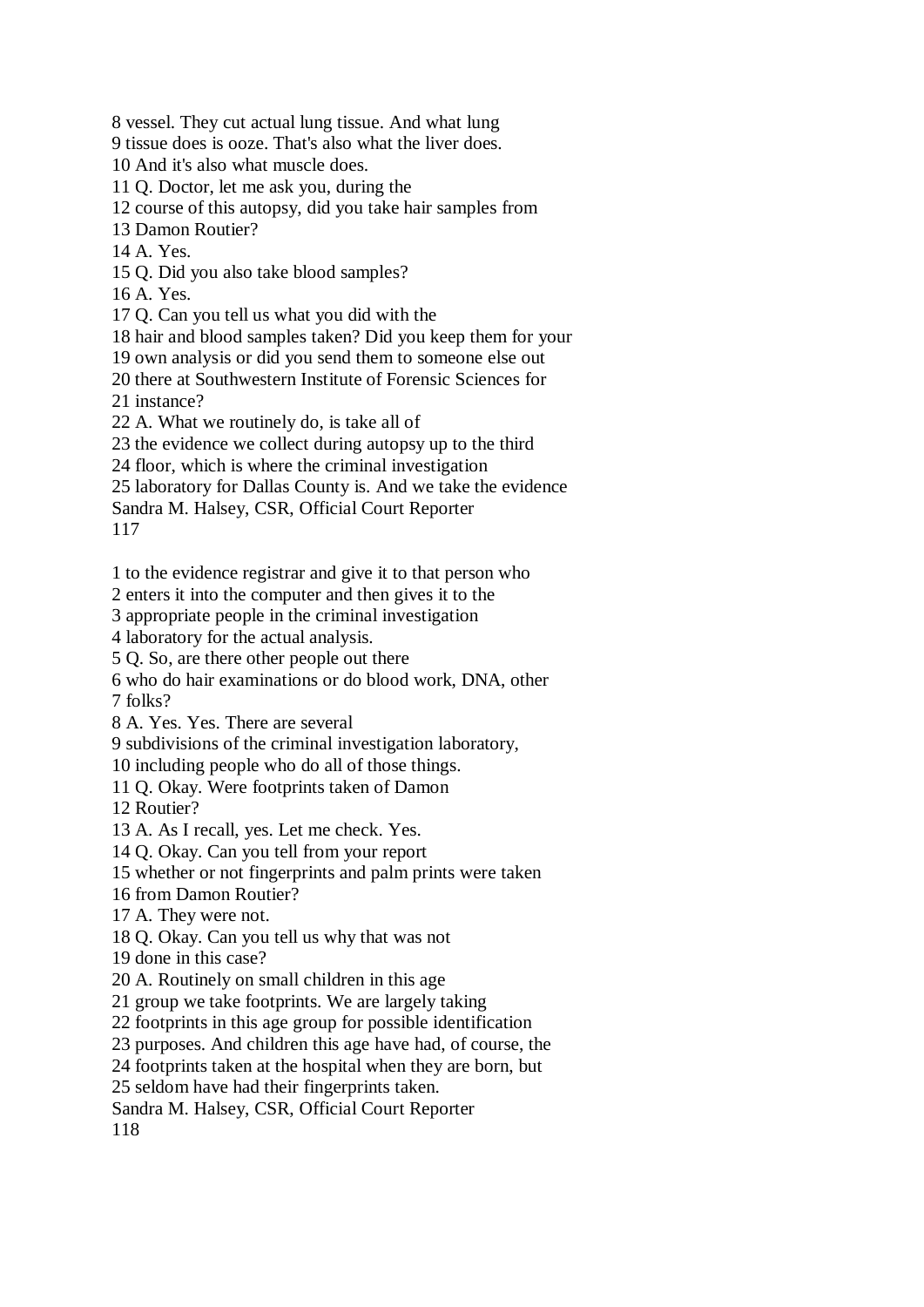8 vessel. They cut actual lung tissue. And what lung
9 tissue does is ooze. That's also what the liver does.
10 And it's also what muscle does.
11 Q. Doctor, let me ask you, during the
12 course of this autopsy, did you take hair samples from
13 Damon Routier?
14 A. Yes.
15 Q. Did you also take blood samples?
16 A. Yes.
17 Q. Can you tell us what you did with the
18 hair and blood samples taken? Did you keep them for your
19 own analysis or did you send them to someone else out
20 there at Southwestern Institute of Forensic Sciences for
21 instance?
22 A. What we routinely do, is take all of
23 the evidence we collect during autopsy up to the third
24 floor, which is where the criminal investigation
25 laboratory for Dallas County is. And we take the evidence
Sandra M. Halsey, CSR, Official Court Reporter

1 to the evidence registrar and give it to that person who
2 enters it into the computer and then gives it to the
3 appropriate people in the criminal investigation
4 laboratory for the actual analysis.
5 Q. So, are there other people out there
6 who do hair examinations or do blood work, DNA, other
7 folks?
8 A. Yes. Yes. There are several
9 subdivisions of the criminal investigation laboratory,
10 including people who do all of those things.
11 Q. Okay. Were footprints taken of Damon
12 Routier?
13 A. As I recall, yes. Let me check. Yes.
14 Q. Okay. Can you tell from your report
15 whether or not fingerprints and palm prints were taken
16 from Damon Routier?
17 A. They were not.
18 Q. Okay. Can you tell us why that was not
19 done in this case?
20 A. Routinely on small children in this age
21 group we take footprints. We are largely taking
22 footprints in this age group for possible identification
23 purposes. And children this age have had, of course, the
24 footprints taken at the hospital when they are born, but
25 seldom have had their fingerprints taken.
Sandra M. Halsey, CSR, Official Court Reporter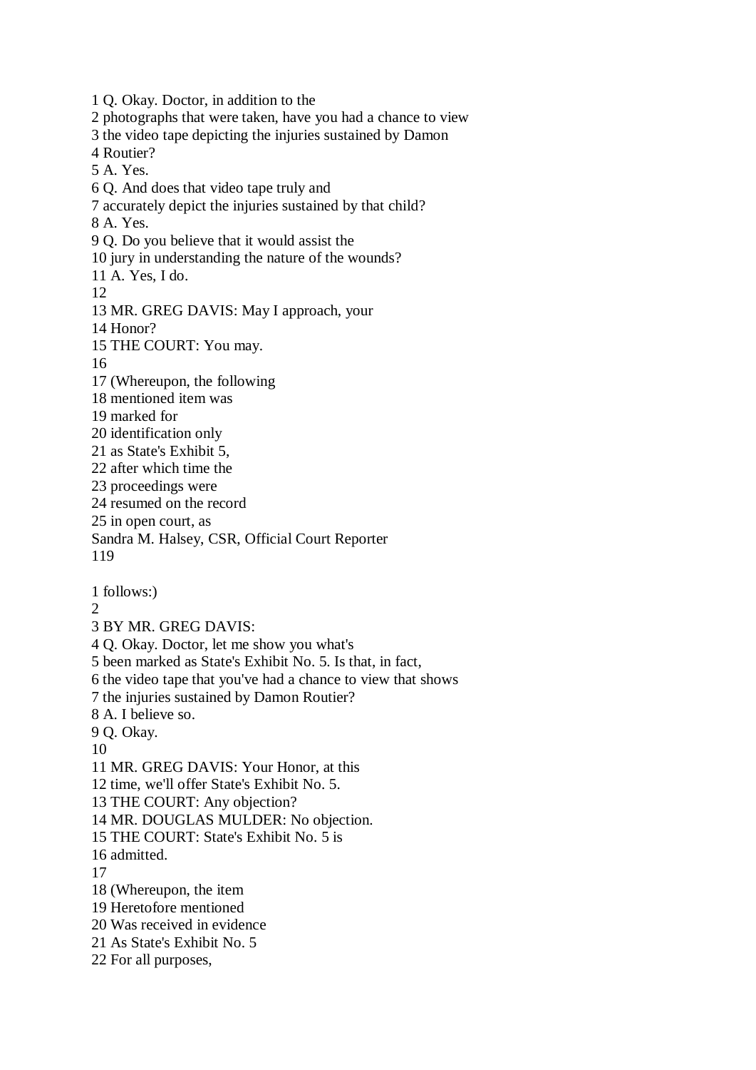1 Q. Okay. Doctor, in addition to the
2 photographs that were taken, have you had a chance to view
3 the video tape depicting the injuries sustained by Damon
4 Routier?
5 A. Yes.
6 Q. And does that video tape truly and
7 accurately depict the injuries sustained by that child?
8 A. Yes.
9 Q. Do you believe that it would assist the
10 jury in understanding the nature of the wounds?
11 A. Yes, I do.
12
13 MR. GREG DAVIS: May I approach, your
14 Honor?
15 THE COURT: You may.
16
17 (Whereupon, the following
18 mentioned item was
19 marked for
20 identification only
21 as State's Exhibit 5,
22 after which time the
23 proceedings were
24 resumed on the record
25 in open court, as
Sandra M. Halsey, CSR, Official Court Reporter

1 follows:)
2
3 BY MR. GREG DAVIS:
4 Q. Okay. Doctor, let me show you what's
5 been marked as State's Exhibit No. 5. Is that, in fact,
6 the video tape that you've had a chance to view that shows
7 the injuries sustained by Damon Routier?
8 A. I believe so.
9 Q. Okay.
10
11 MR. GREG DAVIS: Your Honor, at this
12 time, we'll offer State's Exhibit No. 5.
13 THE COURT: Any objection?
14 MR. DOUGLAS MULDER: No objection.
15 THE COURT: State's Exhibit No. 5 is
16 admitted.
17
18 (Whereupon, the item
19 Heretofore mentioned
20 Was received in evidence
21 As State's Exhibit No. 5
22 For all purposes,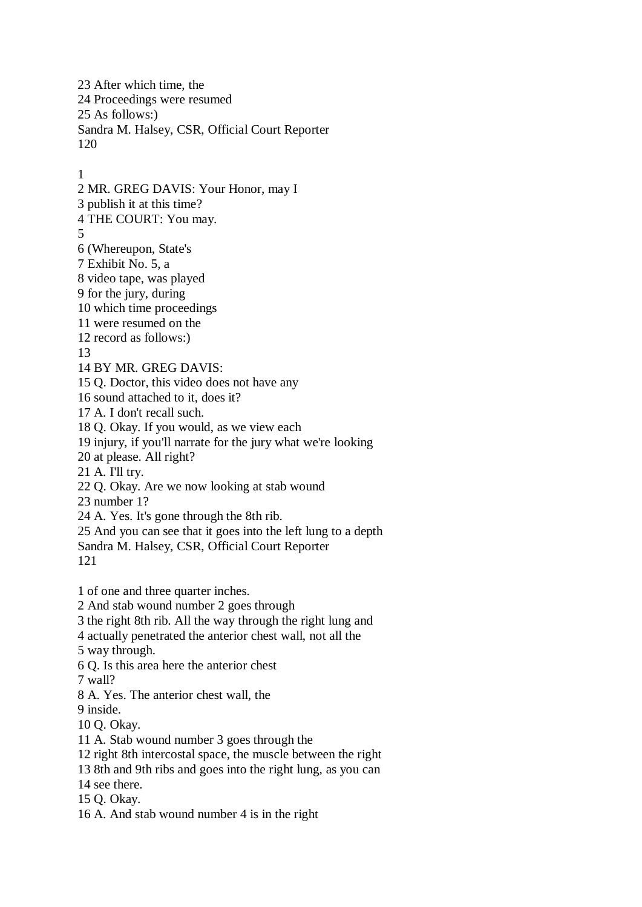23 After which time, the
24 Proceedings were resumed
25 As follows:)

1
2 MR. GREG DAVIS: Your Honor, may I
3 publish it at this time?
4 THE COURT: You may.
5
6 (Whereupon, State's
7 Exhibit No. 5, a
8 video tape, was played
9 for the jury, during
10 which time proceedings
11 were resumed on the
12 record as follows:)
13
14 BY MR. GREG DAVIS:
15 Q. Doctor, this video does not have any
16 sound attached to it, does it?
17 A. I don't recall such.
18 Q. Okay. If you would, as we view each
19 injury, if you'll narrate for the jury what we're looking
20 at please. All right?
21 A. I'll try.
22 Q. Okay. Are we now looking at stab wound
23 number 1?
24 A. Yes. It's gone through the 8th rib.
25 And you can see that it goes into the left lung to a depth

1 of one and three quarter inches.
2 And stab wound number 2 goes through
3 the right 8th rib. All the way through the right lung and
4 actually penetrated the anterior chest wall, not all the
5 way through.
6 Q. Is this area here the anterior chest
7 wall?
8 A. Yes. The anterior chest wall, the
9 inside.
10 Q. Okay.
11 A. Stab wound number 3 goes through the
12 right 8th intercostal space, the muscle between the right
13 8th and 9th ribs and goes into the right lung, as you can
14 see there.
15 Q. Okay.
16 A. And stab wound number 4 is in the right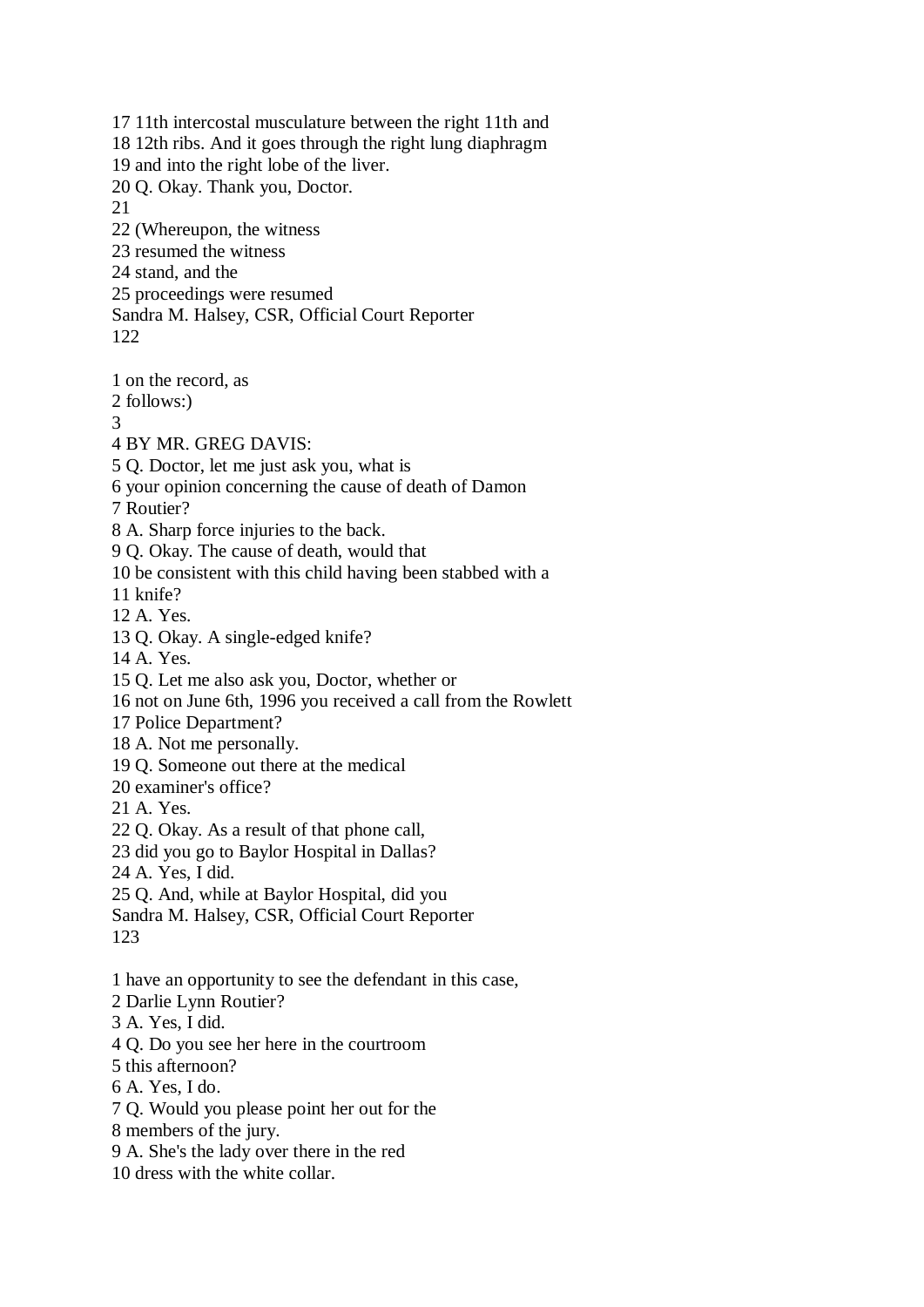17 11th intercostal musculature between the right 11th and
18 12th ribs. And it goes through the right lung diaphragm
19 and into the right lobe of the liver.
20 Q. Okay. Thank you, Doctor.
21
22 (Whereupon, the witness
23 resumed the witness
24 stand, and the
25 proceedings were resumed
Sandra M. Halsey, CSR, Official Court Reporter

1 on the record, as
2 follows:)
3
4 BY MR. GREG DAVIS:
5 Q. Doctor, let me just ask you, what is
6 your opinion concerning the cause of death of Damon
7 Routier?
8 A. Sharp force injuries to the back.
9 Q. Okay. The cause of death, would that
10 be consistent with this child having been stabbed with a
11 knife?
12 A. Yes.
13 Q. Okay. A single-edged knife?
14 A. Yes.
15 Q. Let me also ask you, Doctor, whether or
16 not on June 6th, 1996 you received a call from the Rowlett
17 Police Department?
18 A. Not me personally.
19 Q. Someone out there at the medical
20 examiner's office?
21 A. Yes.
22 Q. Okay. As a result of that phone call,
23 did you go to Baylor Hospital in Dallas?
24 A. Yes, I did.
25 Q. And, while at Baylor Hospital, did you
Sandra M. Halsey, CSR, Official Court Reporter

1 have an opportunity to see the defendant in this case,
2 Darlie Lynn Routier?
3 A. Yes, I did.
4 Q. Do you see her here in the courtroom
5 this afternoon?
6 A. Yes, I do.
7 Q. Would you please point her out for the
8 members of the jury.
9 A. She's the lady over there in the red
10 dress with the white collar.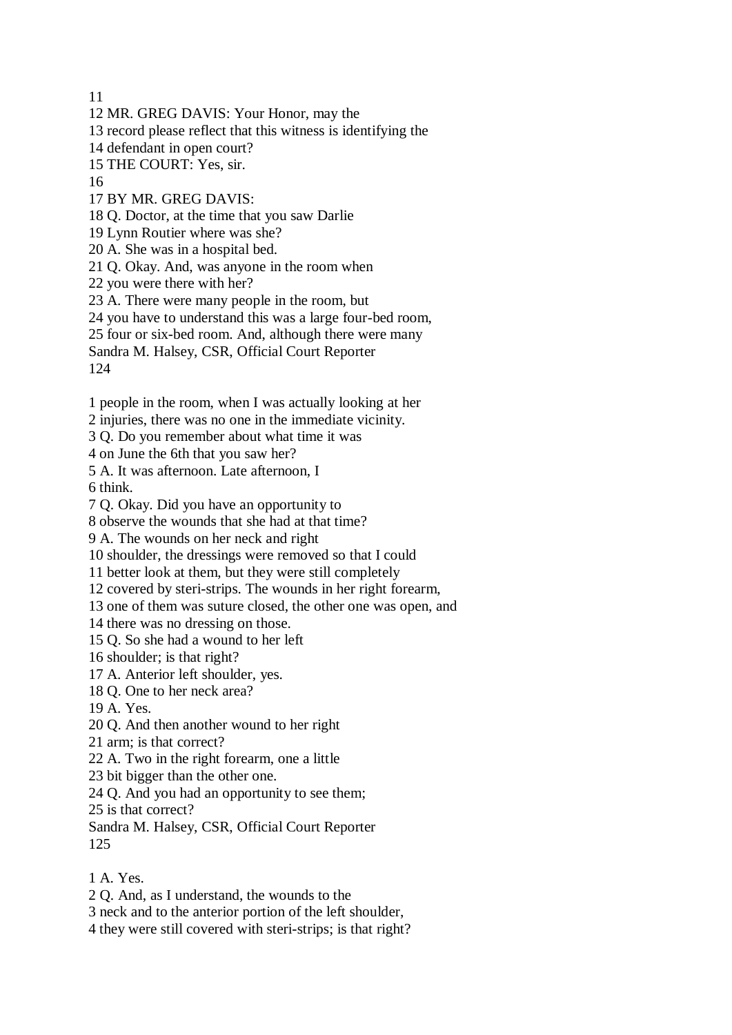11
12 MR. GREG DAVIS: Your Honor, may the
13 record please reflect that this witness is identifying the
14 defendant in open court?
15 THE COURT: Yes, sir.
16
17 BY MR. GREG DAVIS:
18 Q. Doctor, at the time that you saw Darlie
19 Lynn Routier where was she?
20 A. She was in a hospital bed.
21 Q. Okay. And, was anyone in the room when
22 you were there with her?
23 A. There were many people in the room, but
24 you have to understand this was a large four-bed room,
25 four or six-bed room. And, although there were many
Sandra M. Halsey, CSR, Official Court Reporter
124

1 people in the room, when I was actually looking at her
2 injuries, there was no one in the immediate vicinity.
3 Q. Do you remember about what time it was
4 on June the 6th that you saw her?
5 A. It was afternoon. Late afternoon, I
6 think.
7 Q. Okay. Did you have an opportunity to
8 observe the wounds that she had at that time?
9 A. The wounds on her neck and right
10 shoulder, the dressings were removed so that I could
11 better look at them, but they were still completely
12 covered by steri-strips. The wounds in her right forearm,
13 one of them was suture closed, the other one was open, and
14 there was no dressing on those.
15 Q. So she had a wound to her left
16 shoulder; is that right?
17 A. Anterior left shoulder, yes.
18 Q. One to her neck area?
19 A. Yes.
20 Q. And then another wound to her right
21 arm; is that correct?
22 A. Two in the right forearm, one a little
23 bit bigger than the other one.
24 Q. And you had an opportunity to see them;
25 is that correct?
Sandra M. Halsey, CSR, Official Court Reporter
125

1 A. Yes.
2 Q. And, as I understand, the wounds to the
3 neck and to the anterior portion of the left shoulder,
4 they were still covered with steri-strips; is that right?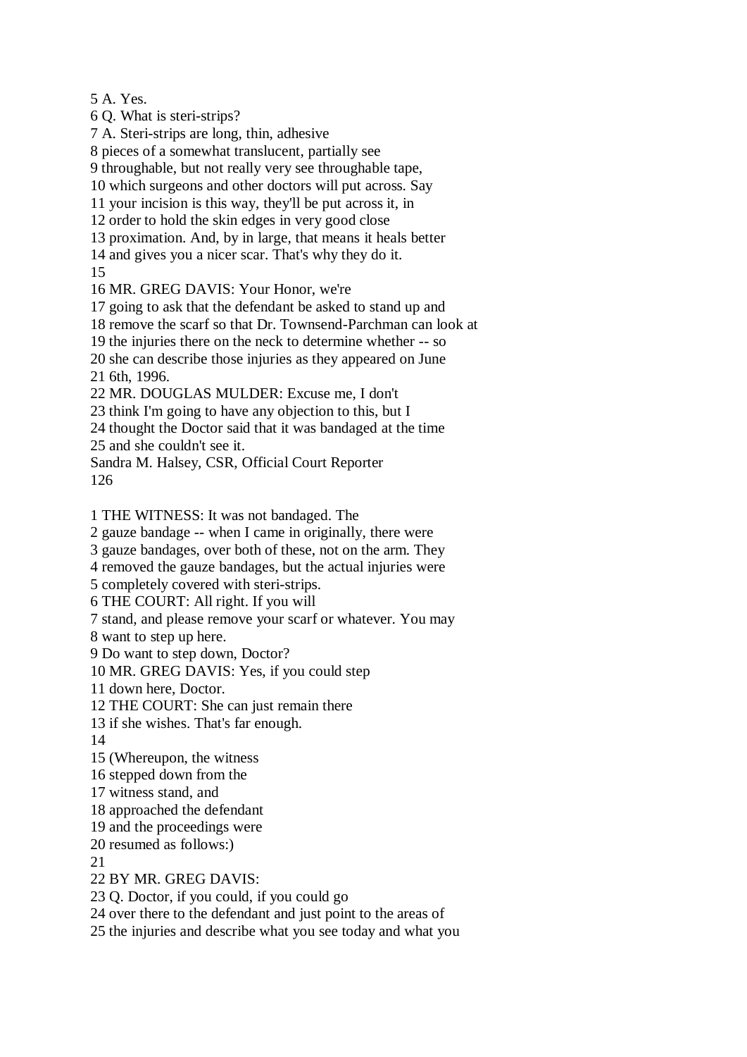5 A. Yes.
6 Q. What is steri-strips?
7 A. Steri-strips are long, thin, adhesive
8 pieces of a somewhat translucent, partially see
9 throughable, but not really very see throughable tape,
10 which surgeons and other doctors will put across. Say
11 your incision is this way, they'll be put across it, in
12 order to hold the skin edges in very good close
13 proximation. And, by in large, that means it heals better
14 and gives you a nicer scar. That's why they do it.
15
16 MR. GREG DAVIS: Your Honor, we're
17 going to ask that the defendant be asked to stand up and
18 remove the scarf so that Dr. Townsend-Parchman can look at
19 the injuries there on the neck to determine whether -- so
20 she can describe those injuries as they appeared on June
21 6th, 1996.
22 MR. DOUGLAS MULDER: Excuse me, I don't
23 think I'm going to have any objection to this, but I
24 thought the Doctor said that it was bandaged at the time
25 and she couldn't see it.
Sandra M. Halsey, CSR, Official Court Reporter

1 THE WITNESS: It was not bandaged. The
2 gauze bandage -- when I came in originally, there were
3 gauze bandages, over both of these, not on the arm. They
4 removed the gauze bandages, but the actual injuries were
5 completely covered with steri-strips.
6 THE COURT: All right. If you will
7 stand, and please remove your scarf or whatever. You may
8 want to step up here.
9 Do want to step down, Doctor?
10 MR. GREG DAVIS: Yes, if you could step
11 down here, Doctor.
12 THE COURT: She can just remain there
13 if she wishes. That's far enough.
14
15 (Whereupon, the witness
16 stepped down from the
17 witness stand, and
18 approached the defendant
19 and the proceedings were
20 resumed as follows:)
21
22 BY MR. GREG DAVIS:
23 Q. Doctor, if you could, if you could go
24 over there to the defendant and just point to the areas of
25 the injuries and describe what you see today and what you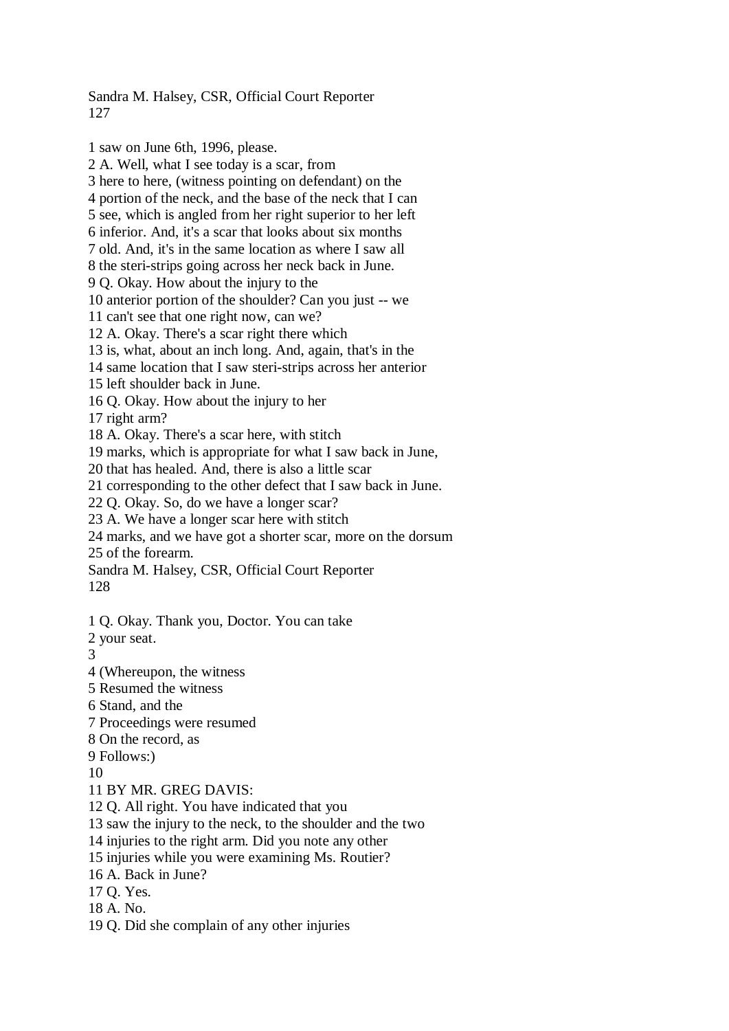1 saw on June 6th, 1996, please.
2 A. Well, what I see today is a scar, from
3 here to here, (witness pointing on defendant) on the
4 portion of the neck, and the base of the neck that I can
5 see, which is angled from her right superior to her left
6 inferior. And, it's a scar that looks about six months
7 old. And, it's in the same location as where I saw all
8 the steri-strips going across her neck back in June.
9 Q. Okay. How about the injury to the
10 anterior portion of the shoulder? Can you just -- we
11 can't see that one right now, can we?
12 A. Okay. There's a scar right there which
13 is, what, about an inch long. And, again, that's in the
14 same location that I saw steri-strips across her anterior
15 left shoulder back in June.
16 Q. Okay. How about the injury to her
17 right arm?
18 A. Okay. There's a scar here, with stitch
19 marks, which is appropriate for what I saw back in June,
20 that has healed. And, there is also a little scar
21 corresponding to the other defect that I saw back in June.
22 Q. Okay. So, do we have a longer scar?
23 A. We have a longer scar here with stitch
24 marks, and we have got a shorter scar, more on the dorsum
25 of the forearm.

1 Q. Okay. Thank you, Doctor. You can take
2 your seat.
3
4 (Whereupon, the witness
5 Resumed the witness
6 Stand, and the
7 Proceedings were resumed
8 On the record, as
9 Follows:)
10
11 BY MR. GREG DAVIS:
12 Q. All right. You have indicated that you
13 saw the injury to the neck, to the shoulder and the two
14 injuries to the right arm. Did you note any other
15 injuries while you were examining Ms. Routier?
16 A. Back in June?
17 Q. Yes.
18 A. No.
19 Q. Did she complain of any other injuries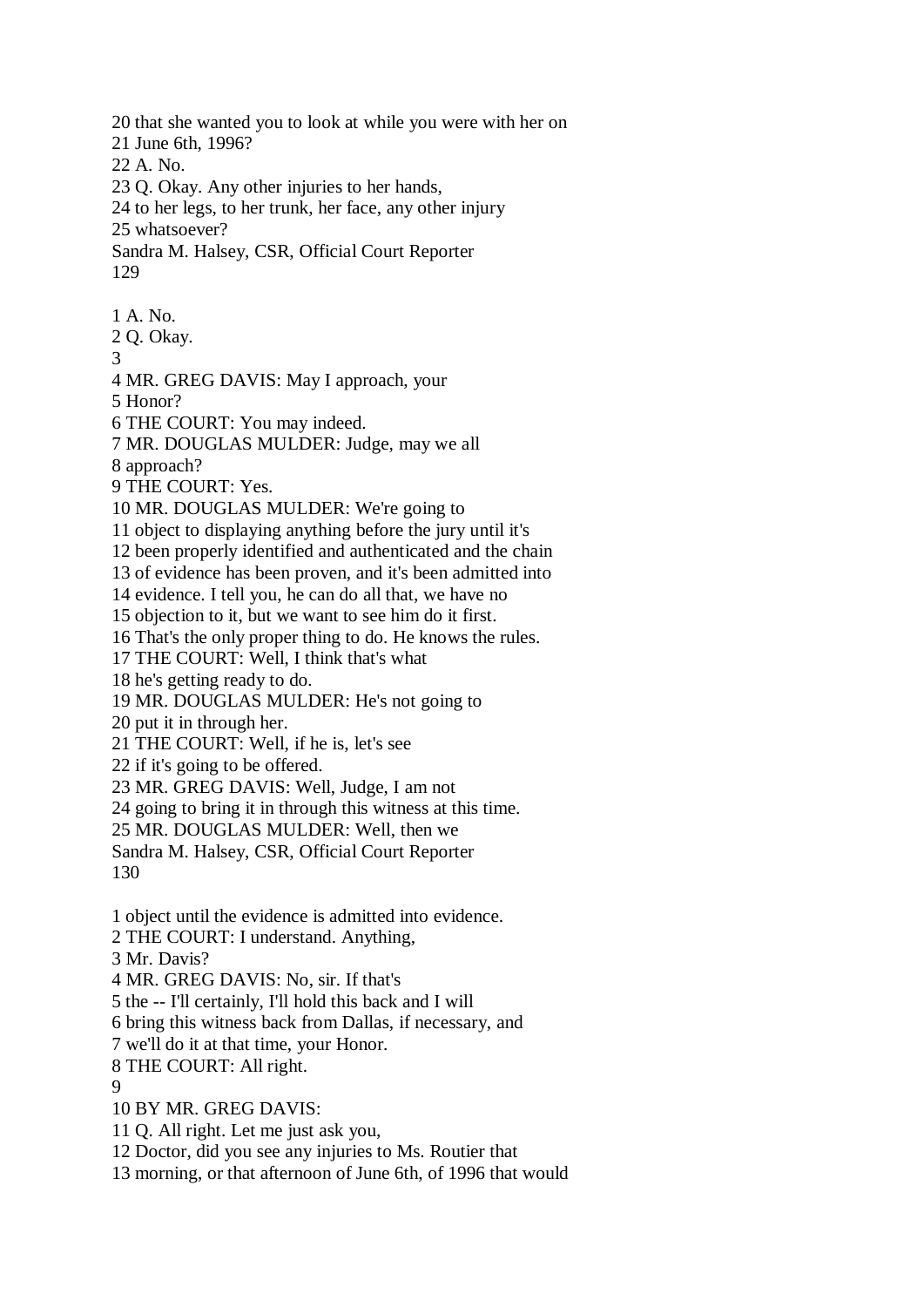20 that she wanted you to look at while you were with her on
21 June 6th, 1996?
22 A. No.
23 Q. Okay. Any other injuries to her hands,
24 to her legs, to her trunk, her face, any other injury
25 whatsoever?
Sandra M. Halsey, CSR, Official Court Reporter
129

1 A. No.
2 Q. Okay.
3
4 MR. GREG DAVIS: May I approach, your
5 Honor?
6 THE COURT: You may indeed.
7 MR. DOUGLAS MULDER: Judge, may we all
8 approach?
9 THE COURT: Yes.
10 MR. DOUGLAS MULDER: We're going to
11 object to displaying anything before the jury until it's
12 been properly identified and authenticated and the chain
13 of evidence has been proven, and it's been admitted into
14 evidence. I tell you, he can do all that, we have no
15 objection to it, but we want to see him do it first.
16 That's the only proper thing to do. He knows the rules.
17 THE COURT: Well, I think that's what
18 he's getting ready to do.
19 MR. DOUGLAS MULDER: He's not going to
20 put it in through her.
21 THE COURT: Well, if he is, let's see
22 if it's going to be offered.
23 MR. GREG DAVIS: Well, Judge, I am not
24 going to bring it in through this witness at this time.
25 MR. DOUGLAS MULDER: Well, then we
Sandra M. Halsey, CSR, Official Court Reporter
130

1 object until the evidence is admitted into evidence.
2 THE COURT: I understand. Anything,
3 Mr. Davis?
4 MR. GREG DAVIS: No, sir. If that's
5 the -- I'll certainly, I'll hold this back and I will
6 bring this witness back from Dallas, if necessary, and
7 we'll do it at that time, your Honor.
8 THE COURT: All right.
9
10 BY MR. GREG DAVIS:
11 Q. All right. Let me just ask you,
12 Doctor, did you see any injuries to Ms. Routier that
13 morning, or that afternoon of June 6th, of 1996 that would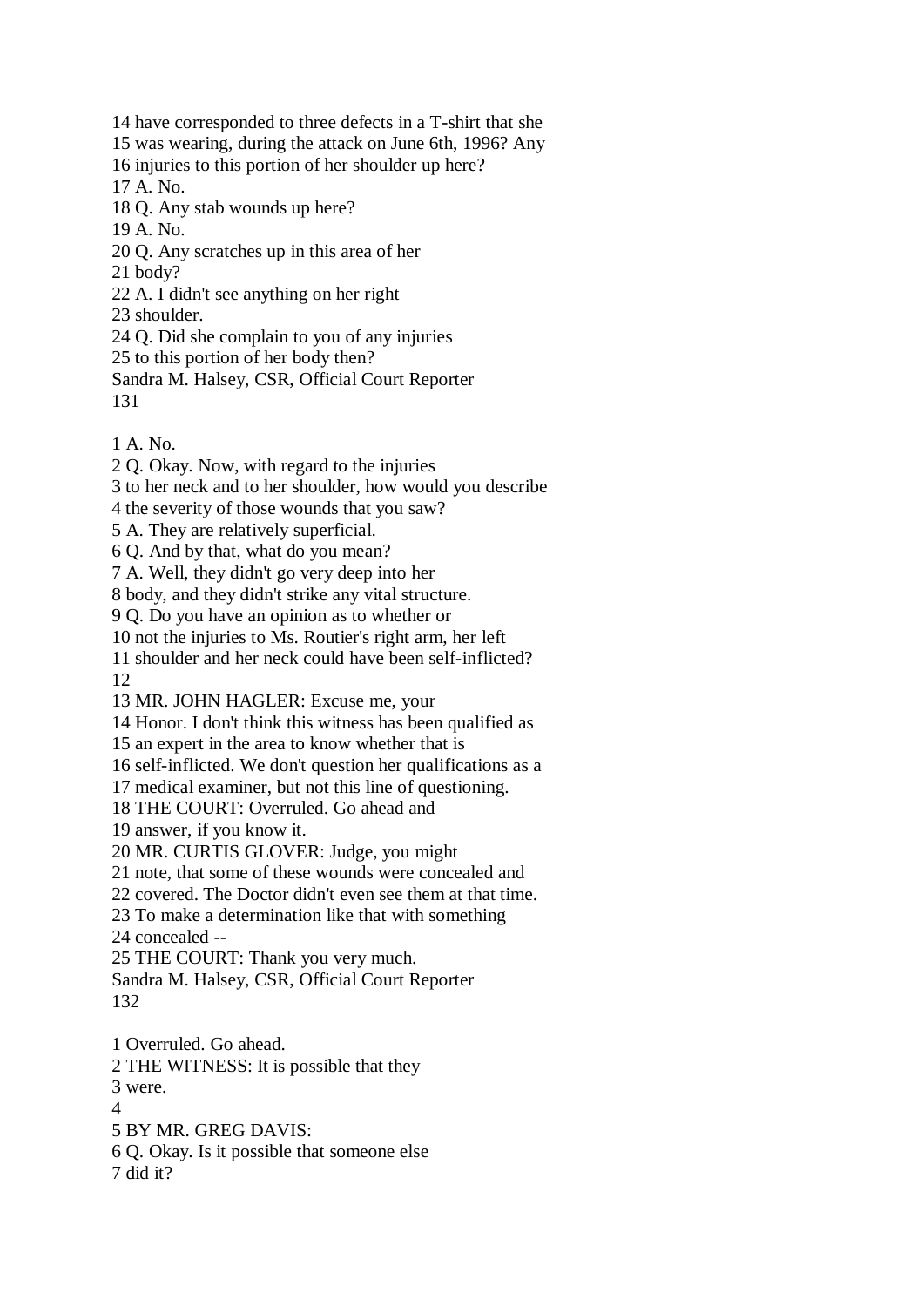14 have corresponded to three defects in a T-shirt that she
15 was wearing, during the attack on June 6th, 1996? Any
16 injuries to this portion of her shoulder up here?
17 A. No.
18 Q. Any stab wounds up here?
19 A. No.
20 Q. Any scratches up in this area of her
21 body?
22 A. I didn't see anything on her right
23 shoulder.
24 Q. Did she complain to you of any injuries
25 to this portion of her body then?
Sandra M. Halsey, CSR, Official Court Reporter

1 A. No.
2 Q. Okay. Now, with regard to the injuries
3 to her neck and to her shoulder, how would you describe
4 the severity of those wounds that you saw?
5 A. They are relatively superficial.
6 Q. And by that, what do you mean?
7 A. Well, they didn't go very deep into her
8 body, and they didn't strike any vital structure.
9 Q. Do you have an opinion as to whether or
10 not the injuries to Ms. Routier's right arm, her left
11 shoulder and her neck could have been self-inflicted?
12
13 MR. JOHN HAGLER: Excuse me, your
14 Honor. I don't think this witness has been qualified as
15 an expert in the area to know whether that is
16 self-inflicted. We don't question her qualifications as a
17 medical examiner, but not this line of questioning.
18 THE COURT: Overruled. Go ahead and
19 answer, if you know it.
20 MR. CURTIS GLOVER: Judge, you might
21 note, that some of these wounds were concealed and
22 covered. The Doctor didn't even see them at that time.
23 To make a determination like that with something
24 concealed --
25 THE COURT: Thank you very much.
Sandra M. Halsey, CSR, Official Court Reporter

1 Overruled. Go ahead.
2 THE WITNESS: It is possible that they
3 were.
4
5 BY MR. GREG DAVIS:
6 Q. Okay. Is it possible that someone else
7 did it?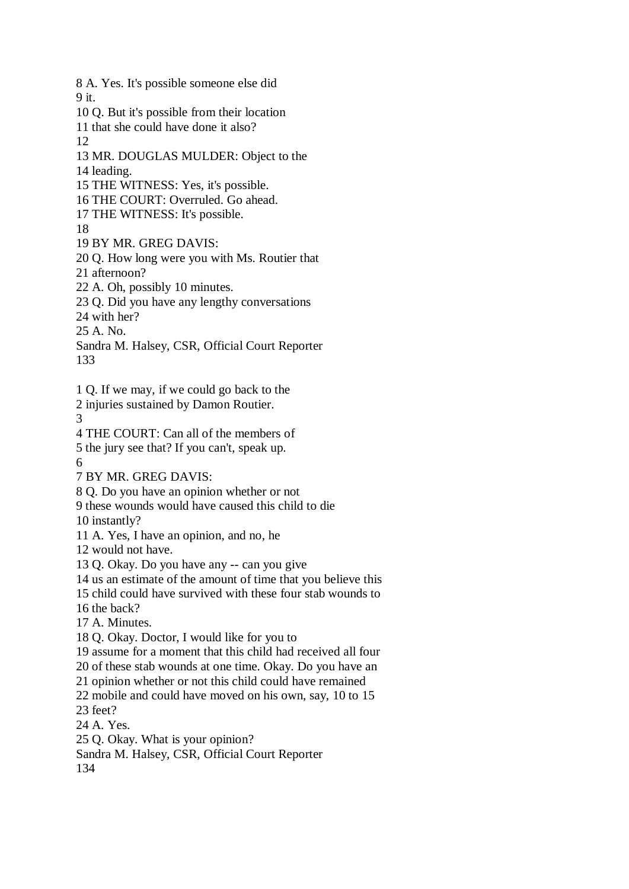8 A. Yes. It's possible someone else did
9 it.
10 Q. But it's possible from their location
11 that she could have done it also?
12
13 MR. DOUGLAS MULDER: Object to the
14 leading.
15 THE WITNESS: Yes, it's possible.
16 THE COURT: Overruled. Go ahead.
17 THE WITNESS: It's possible.
18
19 BY MR. GREG DAVIS:
20 Q. How long were you with Ms. Routier that
21 afternoon?
22 A. Oh, possibly 10 minutes.
23 Q. Did you have any lengthy conversations
24 with her?
25 A. No.
Sandra M. Halsey, CSR, Official Court Reporter
133

1 Q. If we may, if we could go back to the
2 injuries sustained by Damon Routier.
3
4 THE COURT: Can all of the members of
5 the jury see that? If you can't, speak up.
6
7 BY MR. GREG DAVIS:
8 Q. Do you have an opinion whether or not
9 these wounds would have caused this child to die
10 instantly?
11 A. Yes, I have an opinion, and no, he
12 would not have.
13 Q. Okay. Do you have any -- can you give
14 us an estimate of the amount of time that you believe this
15 child could have survived with these four stab wounds to
16 the back?
17 A. Minutes.
18 Q. Okay. Doctor, I would like for you to
19 assume for a moment that this child had received all four
20 of these stab wounds at one time. Okay. Do you have an
21 opinion whether or not this child could have remained
22 mobile and could have moved on his own, say, 10 to 15
23 feet?
24 A. Yes.
25 Q. Okay. What is your opinion?
Sandra M. Halsey, CSR, Official Court Reporter
134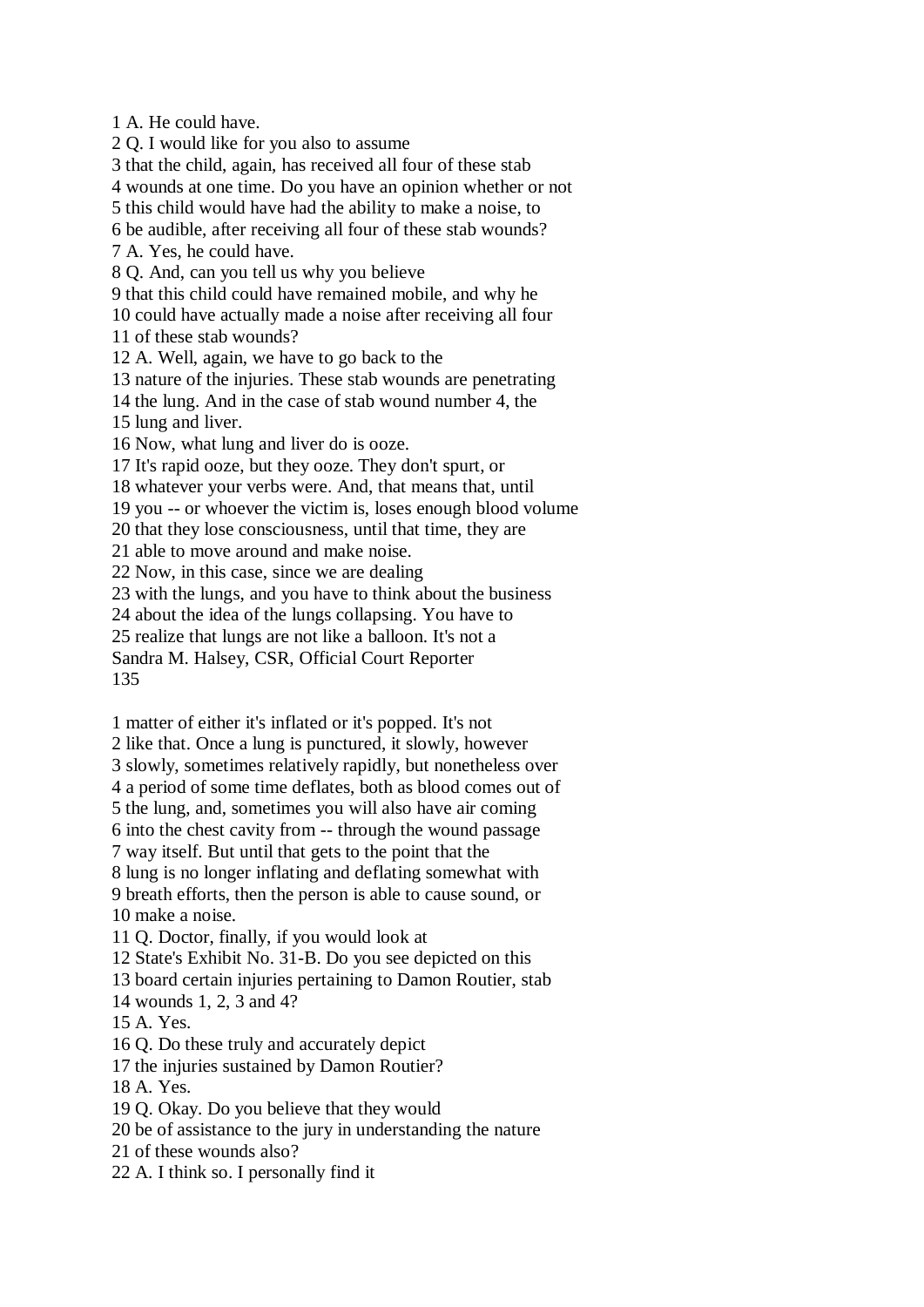1 A. He could have.
2 Q. I would like for you also to assume
3 that the child, again, has received all four of these stab
4 wounds at one time. Do you have an opinion whether or not
5 this child would have had the ability to make a noise, to
6 be audible, after receiving all four of these stab wounds?
7 A. Yes, he could have.
8 Q. And, can you tell us why you believe
9 that this child could have remained mobile, and why he
10 could have actually made a noise after receiving all four
11 of these stab wounds?
12 A. Well, again, we have to go back to the
13 nature of the injuries. These stab wounds are penetrating
14 the lung. And in the case of stab wound number 4, the
15 lung and liver.
16 Now, what lung and liver do is ooze.
17 It's rapid ooze, but they ooze. They don't spurt, or
18 whatever your verbs were. And, that means that, until
19 you -- or whoever the victim is, loses enough blood volume
20 that they lose consciousness, until that time, they are
21 able to move around and make noise.
22 Now, in this case, since we are dealing
23 with the lungs, and you have to think about the business
24 about the idea of the lungs collapsing. You have to
25 realize that lungs are not like a balloon. It's not a

1 matter of either it's inflated or it's popped. It's not
2 like that. Once a lung is punctured, it slowly, however
3 slowly, sometimes relatively rapidly, but nonetheless over
4 a period of some time deflates, both as blood comes out of
5 the lung, and, sometimes you will also have air coming
6 into the chest cavity from -- through the wound passage
7 way itself. But until that gets to the point that the
8 lung is no longer inflating and deflating somewhat with
9 breath efforts, then the person is able to cause sound, or
10 make a noise.
11 Q. Doctor, finally, if you would look at
12 State's Exhibit No. 31-B. Do you see depicted on this
13 board certain injuries pertaining to Damon Routier, stab
14 wounds 1, 2, 3 and 4?
15 A. Yes.
16 Q. Do these truly and accurately depict
17 the injuries sustained by Damon Routier?
18 A. Yes.
19 Q. Okay. Do you believe that they would
20 be of assistance to the jury in understanding the nature
21 of these wounds also?
22 A. I think so. I personally find it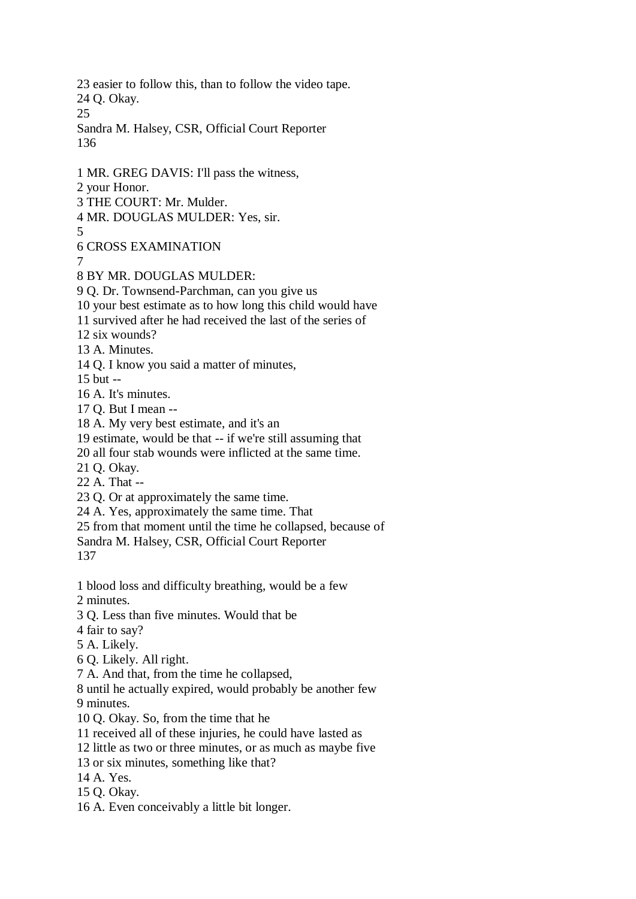23 easier to follow this, than to follow the video tape.
24 Q. Okay.
25

1 MR. GREG DAVIS: I'll pass the witness,
2 your Honor.
3 THE COURT: Mr. Mulder.
4 MR. DOUGLAS MULDER: Yes, sir.
5
6 CROSS EXAMINATION
7
8 BY MR. DOUGLAS MULDER:
9 Q. Dr. Townsend-Parchman, can you give us
10 your best estimate as to how long this child would have
11 survived after he had received the last of the series of
12 six wounds?
13 A. Minutes.
14 Q. I know you said a matter of minutes,
15 but --
16 A. It's minutes.
17 Q. But I mean --
18 A. My very best estimate, and it's an
19 estimate, would be that -- if we're still assuming that
20 all four stab wounds were inflicted at the same time.
21 Q. Okay.
22 A. That --
23 Q. Or at approximately the same time.
24 A. Yes, approximately the same time. That
25 from that moment until the time he collapsed, because of

1 blood loss and difficulty breathing, would be a few
2 minutes.
3 Q. Less than five minutes. Would that be
4 fair to say?
5 A. Likely.
6 Q. Likely. All right.
7 A. And that, from the time he collapsed,
8 until he actually expired, would probably be another few
9 minutes.
10 Q. Okay. So, from the time that he
11 received all of these injuries, he could have lasted as
12 little as two or three minutes, or as much as maybe five
13 or six minutes, something like that?
14 A. Yes.
15 Q. Okay.
16 A. Even conceivably a little bit longer.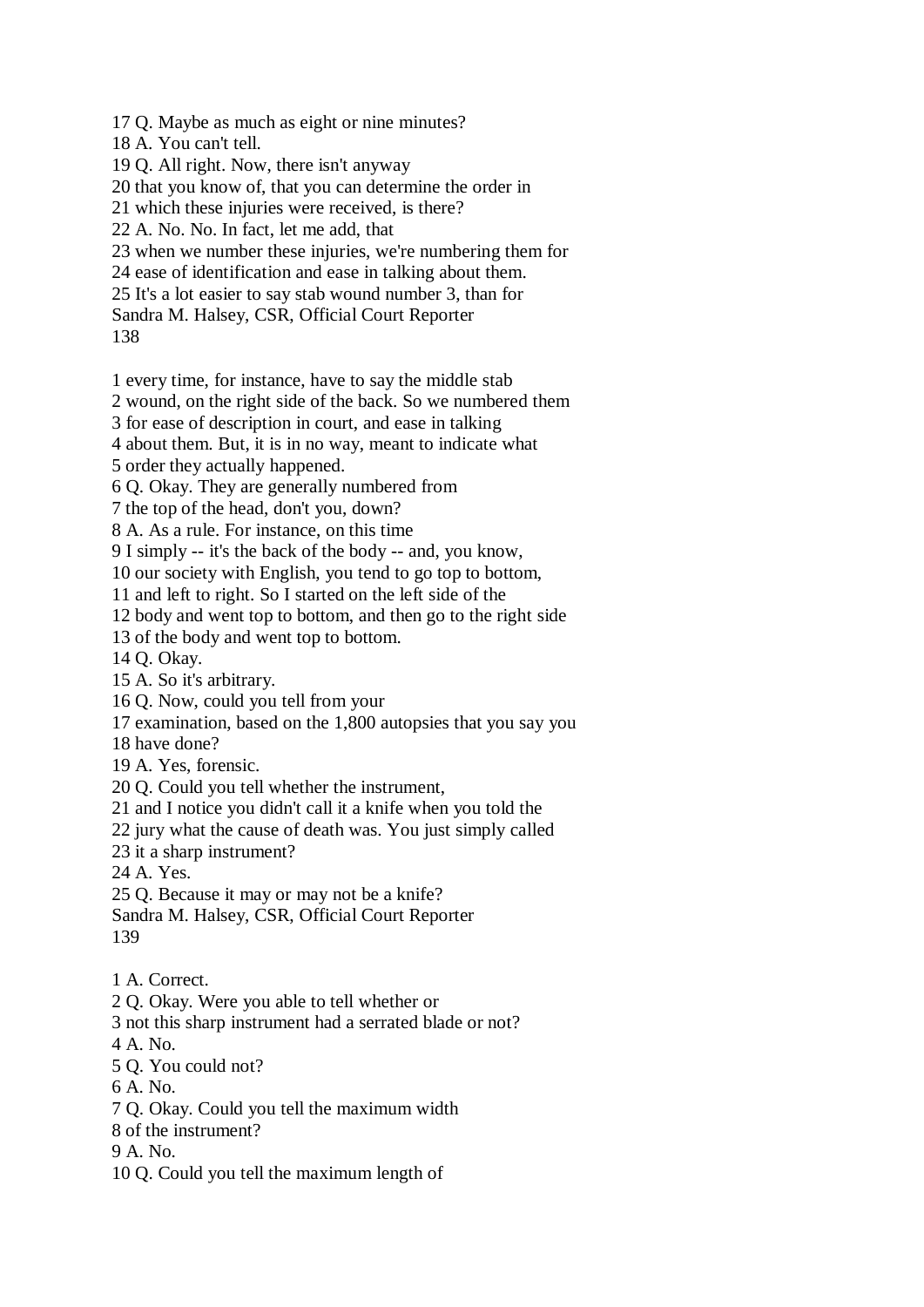17 Q. Maybe as much as eight or nine minutes?
18 A. You can't tell.
19 Q. All right. Now, there isn't anyway
20 that you know of, that you can determine the order in
21 which these injuries were received, is there?
22 A. No. No. In fact, let me add, that
23 when we number these injuries, we're numbering them for
24 ease of identification and ease in talking about them.
25 It's a lot easier to say stab wound number 3, than for

1 every time, for instance, have to say the middle stab
2 wound, on the right side of the back. So we numbered them
3 for ease of description in court, and ease in talking
4 about them. But, it is in no way, meant to indicate what
5 order they actually happened.
6 Q. Okay. They are generally numbered from
7 the top of the head, don't you, down?
8 A. As a rule. For instance, on this time
9 I simply -- it's the back of the body -- and, you know,
10 our society with English, you tend to go top to bottom,
11 and left to right. So I started on the left side of the
12 body and went top to bottom, and then go to the right side
13 of the body and went top to bottom.
14 Q. Okay.
15 A. So it's arbitrary.
16 Q. Now, could you tell from your
17 examination, based on the 1,800 autopsies that you say you
18 have done?
19 A. Yes, forensic.
20 Q. Could you tell whether the instrument,
21 and I notice you didn't call it a knife when you told the
22 jury what the cause of death was. You just simply called
23 it a sharp instrument?
24 A. Yes.
25 Q. Because it may or may not be a knife?

1 A. Correct.
2 Q. Okay. Were you able to tell whether or
3 not this sharp instrument had a serrated blade or not?
4 A. No.
5 Q. You could not?
6 A. No.
7 Q. Okay. Could you tell the maximum width
8 of the instrument?
9 A. No.
10 Q. Could you tell the maximum length of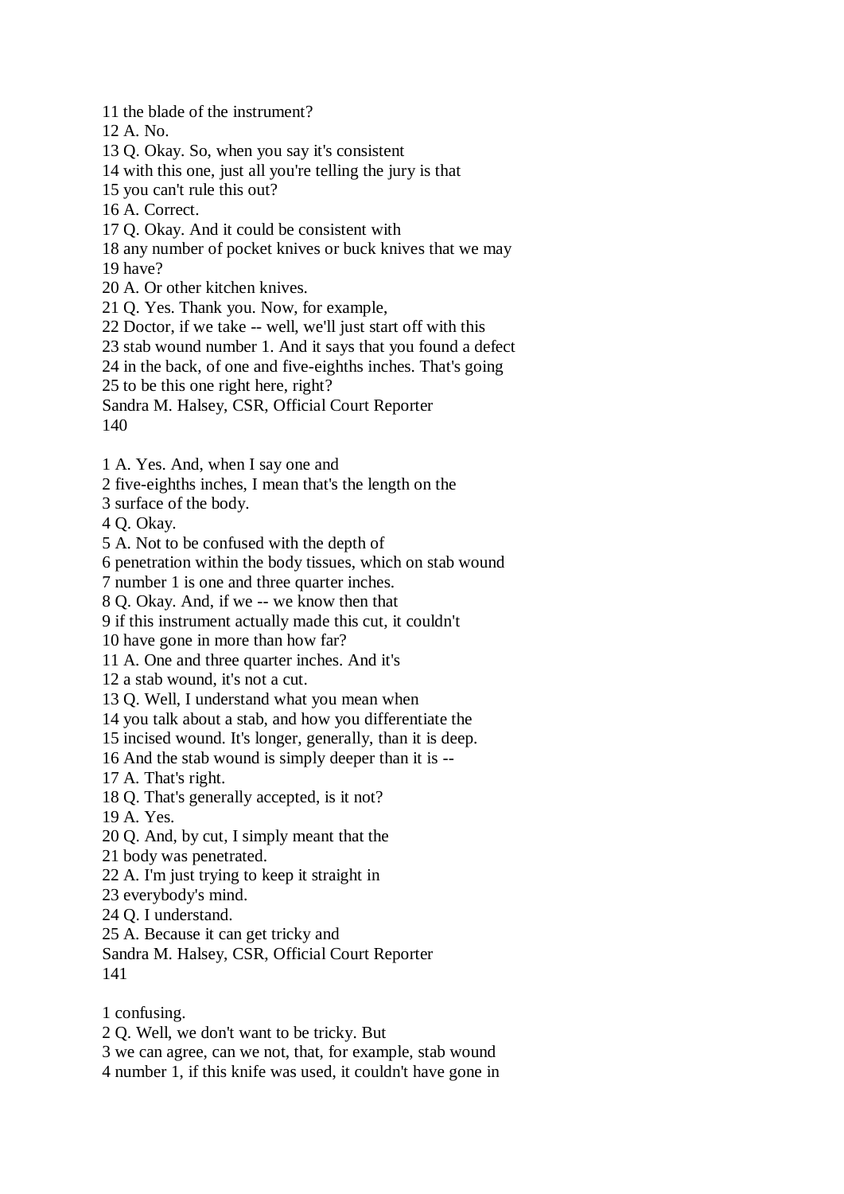11 the blade of the instrument?
12 A. No.
13 Q. Okay. So, when you say it's consistent
14 with this one, just all you're telling the jury is that
15 you can't rule this out?
16 A. Correct.
17 Q. Okay. And it could be consistent with
18 any number of pocket knives or buck knives that we may
19 have?
20 A. Or other kitchen knives.
21 Q. Yes. Thank you. Now, for example,
22 Doctor, if we take -- well, we'll just start off with this
23 stab wound number 1. And it says that you found a defect
24 in the back, of one and five-eighths inches. That's going
25 to be this one right here, right?
Sandra M. Halsey, CSR, Official Court Reporter
140

1 A. Yes. And, when I say one and
2 five-eighths inches, I mean that's the length on the
3 surface of the body.
4 Q. Okay.
5 A. Not to be confused with the depth of
6 penetration within the body tissues, which on stab wound
7 number 1 is one and three quarter inches.
8 Q. Okay. And, if we -- we know then that
9 if this instrument actually made this cut, it couldn't
10 have gone in more than how far?
11 A. One and three quarter inches. And it's
12 a stab wound, it's not a cut.
13 Q. Well, I understand what you mean when
14 you talk about a stab, and how you differentiate the
15 incised wound. It's longer, generally, than it is deep.
16 And the stab wound is simply deeper than it is --
17 A. That's right.
18 Q. That's generally accepted, is it not?
19 A. Yes.
20 Q. And, by cut, I simply meant that the
21 body was penetrated.
22 A. I'm just trying to keep it straight in
23 everybody's mind.
24 Q. I understand.
25 A. Because it can get tricky and
Sandra M. Halsey, CSR, Official Court Reporter
141

1 confusing.
2 Q. Well, we don't want to be tricky. But
3 we can agree, can we not, that, for example, stab wound
4 number 1, if this knife was used, it couldn't have gone in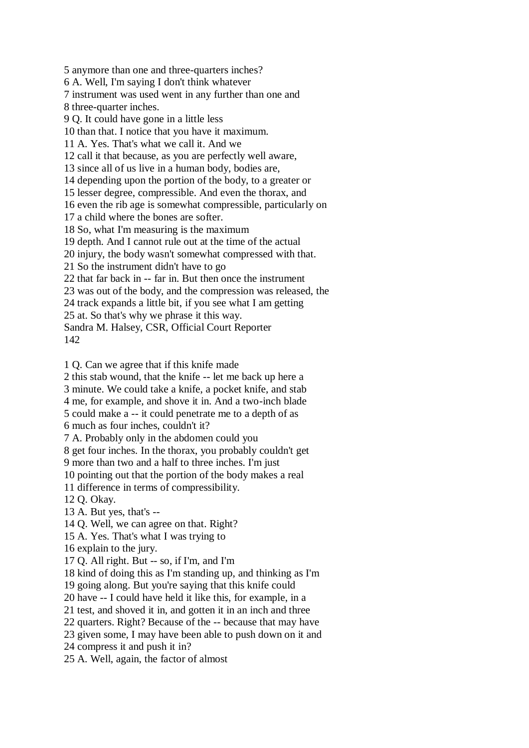5 anymore than one and three-quarters inches?
6 A. Well, I'm saying I don't think whatever
7 instrument was used went in any further than one and
8 three-quarter inches.
9 Q. It could have gone in a little less
10 than that. I notice that you have it maximum.
11 A. Yes. That's what we call it. And we
12 call it that because, as you are perfectly well aware,
13 since all of us live in a human body, bodies are,
14 depending upon the portion of the body, to a greater or
15 lesser degree, compressible. And even the thorax, and
16 even the rib age is somewhat compressible, particularly on
17 a child where the bones are softer.
18 So, what I'm measuring is the maximum
19 depth. And I cannot rule out at the time of the actual
20 injury, the body wasn't somewhat compressed with that.
21 So the instrument didn't have to go
22 that far back in -- far in. But then once the instrument
23 was out of the body, and the compression was released, the
24 track expands a little bit, if you see what I am getting
25 at. So that's why we phrase it this way.
Sandra M. Halsey, CSR, Official Court Reporter
142

1 Q. Can we agree that if this knife made
2 this stab wound, that the knife -- let me back up here a
3 minute. We could take a knife, a pocket knife, and stab
4 me, for example, and shove it in. And a two-inch blade
5 could make a -- it could penetrate me to a depth of as
6 much as four inches, couldn't it?
7 A. Probably only in the abdomen could you
8 get four inches. In the thorax, you probably couldn't get
9 more than two and a half to three inches. I'm just
10 pointing out that the portion of the body makes a real
11 difference in terms of compressibility.
12 Q. Okay.
13 A. But yes, that's --
14 Q. Well, we can agree on that. Right?
15 A. Yes. That's what I was trying to
16 explain to the jury.
17 Q. All right. But -- so, if I'm, and I'm
18 kind of doing this as I'm standing up, and thinking as I'm
19 going along. But you're saying that this knife could
20 have -- I could have held it like this, for example, in a
21 test, and shoved it in, and gotten it in an inch and three
22 quarters. Right? Because of the -- because that may have
23 given some, I may have been able to push down on it and
24 compress it and push it in?
25 A. Well, again, the factor of almost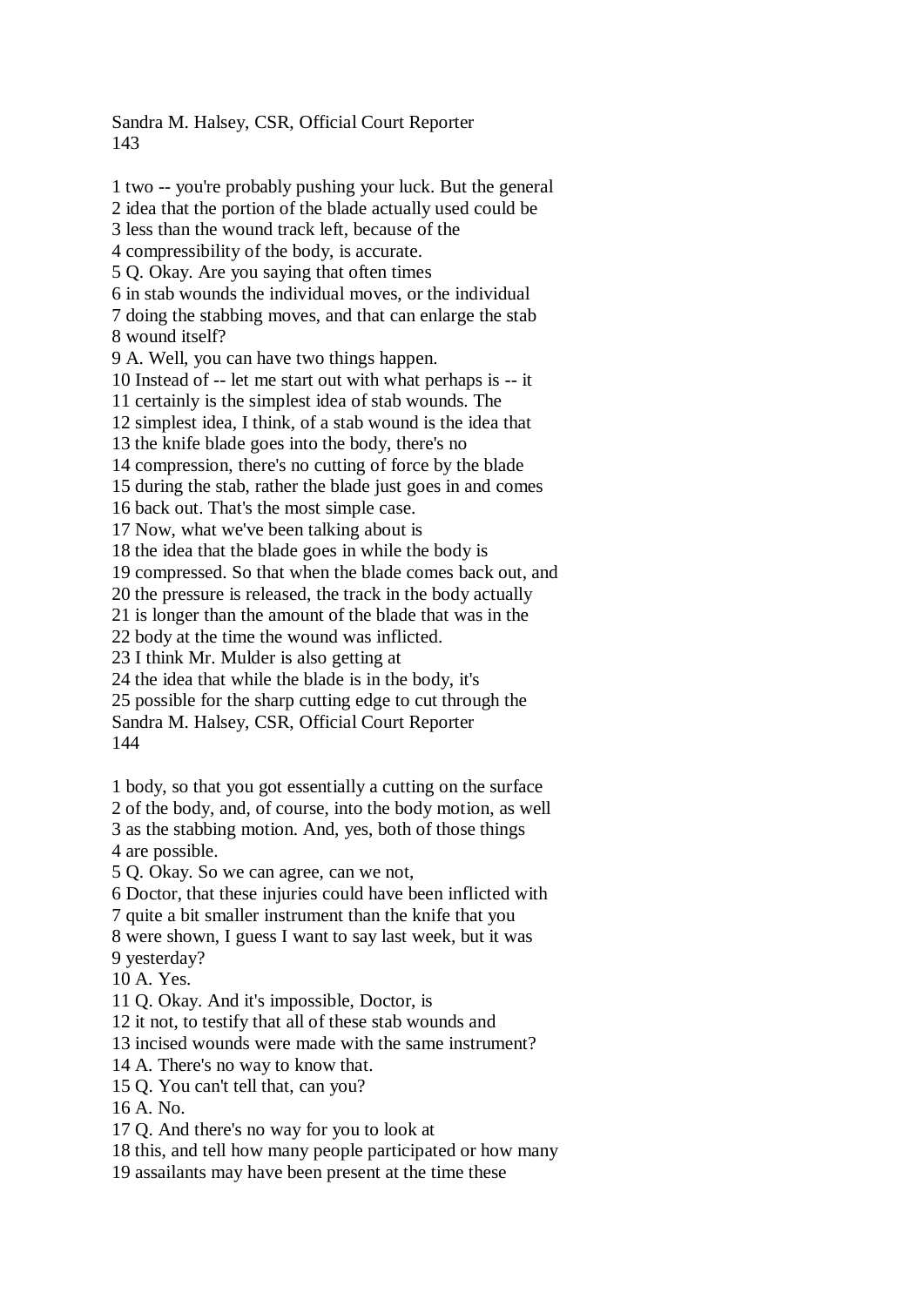1 two -- you're probably pushing your luck. But the general
2 idea that the portion of the blade actually used could be
3 less than the wound track left, because of the
4 compressibility of the body, is accurate.
5 Q. Okay. Are you saying that often times
6 in stab wounds the individual moves, or the individual
7 doing the stabbing moves, and that can enlarge the stab
8 wound itself?
9 A. Well, you can have two things happen.
10 Instead of -- let me start out with what perhaps is -- it
11 certainly is the simplest idea of stab wounds. The
12 simplest idea, I think, of a stab wound is the idea that
13 the knife blade goes into the body, there's no
14 compression, there's no cutting of force by the blade
15 during the stab, rather the blade just goes in and comes
16 back out. That's the most simple case.
17 Now, what we've been talking about is
18 the idea that the blade goes in while the body is
19 compressed. So that when the blade comes back out, and
20 the pressure is released, the track in the body actually
21 is longer than the amount of the blade that was in the
22 body at the time the wound was inflicted.
23 I think Mr. Mulder is also getting at
24 the idea that while the blade is in the body, it's
25 possible for the sharp cutting edge to cut through the

1 body, so that you got essentially a cutting on the surface
2 of the body, and, of course, into the body motion, as well
3 as the stabbing motion. And, yes, both of those things
4 are possible.
5 Q. Okay. So we can agree, can we not,
6 Doctor, that these injuries could have been inflicted with
7 quite a bit smaller instrument than the knife that you
8 were shown, I guess I want to say last week, but it was
9 yesterday?
10 A. Yes.
11 Q. Okay. And it's impossible, Doctor, is
12 it not, to testify that all of these stab wounds and
13 incised wounds were made with the same instrument?
14 A. There's no way to know that.
15 Q. You can't tell that, can you?
16 A. No.
17 Q. And there's no way for you to look at
18 this, and tell how many people participated or how many
19 assailants may have been present at the time these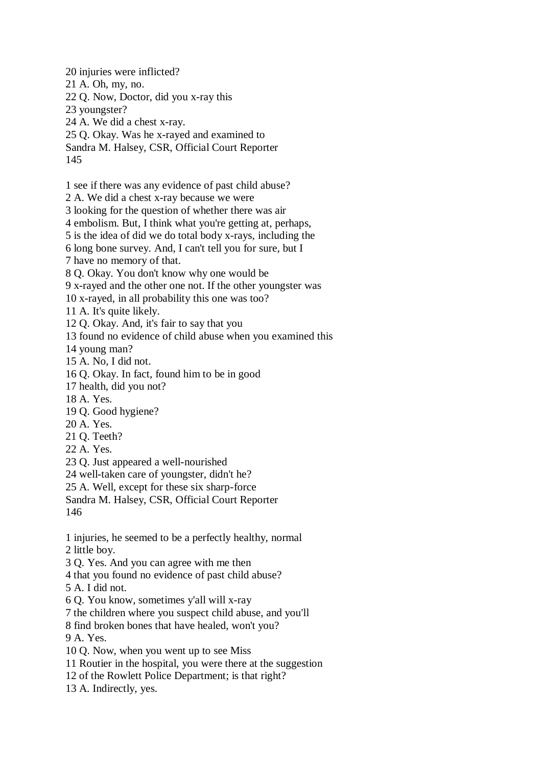20 injuries were inflicted?
21 A. Oh, my, no.
22 Q. Now, Doctor, did you x-ray this
23 youngster?
24 A. We did a chest x-ray.
25 Q. Okay. Was he x-rayed and examined to

1 see if there was any evidence of past child abuse?
2 A. We did a chest x-ray because we were
3 looking for the question of whether there was air
4 embolism. But, I think what you're getting at, perhaps,
5 is the idea of did we do total body x-rays, including the
6 long bone survey. And, I can't tell you for sure, but I
7 have no memory of that.
8 Q. Okay. You don't know why one would be
9 x-rayed and the other one not. If the other youngster was
10 x-rayed, in all probability this one was too?
11 A. It's quite likely.
12 Q. Okay. And, it's fair to say that you
13 found no evidence of child abuse when you examined this
14 young man?
15 A. No, I did not.
16 Q. Okay. In fact, found him to be in good
17 health, did you not?
18 A. Yes.
19 Q. Good hygiene?
20 A. Yes.
21 Q. Teeth?
22 A. Yes.
23 Q. Just appeared a well-nourished
24 well-taken care of youngster, didn't he?
25 A. Well, except for these six sharp-force

1 injuries, he seemed to be a perfectly healthy, normal
2 little boy.
3 Q. Yes. And you can agree with me then
4 that you found no evidence of past child abuse?
5 A. I did not.
6 Q. You know, sometimes y'all will x-ray
7 the children where you suspect child abuse, and you'll
8 find broken bones that have healed, won't you?
9 A. Yes.
10 Q. Now, when you went up to see Miss
11 Routier in the hospital, you were there at the suggestion
12 of the Rowlett Police Department; is that right?
13 A. Indirectly, yes.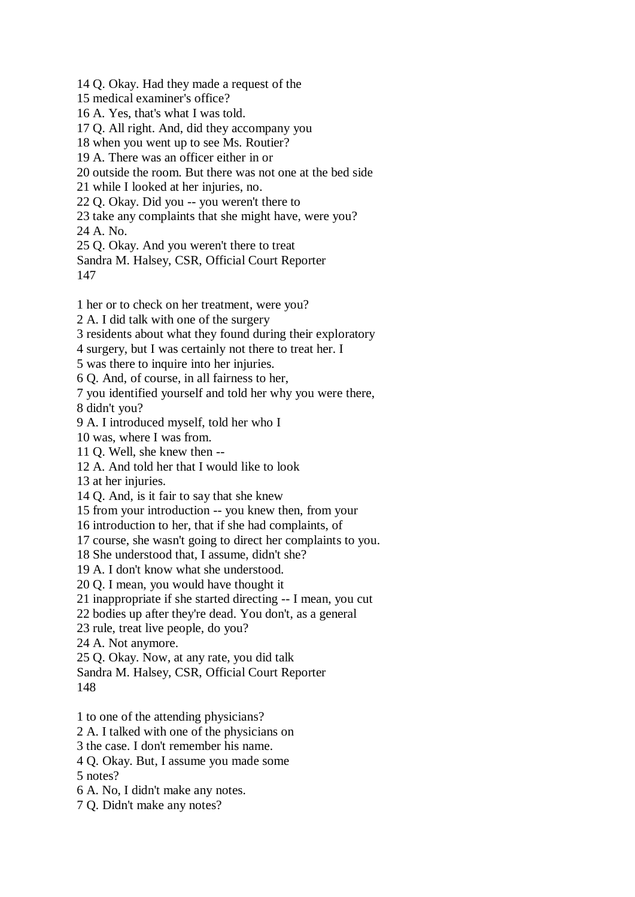14 Q. Okay. Had they made a request of the
15 medical examiner's office?
16 A. Yes, that's what I was told.
17 Q. All right. And, did they accompany you
18 when you went up to see Ms. Routier?
19 A. There was an officer either in or
20 outside the room. But there was not one at the bed side
21 while I looked at her injuries, no.
22 Q. Okay. Did you -- you weren't there to
23 take any complaints that she might have, were you?
24 A. No.
25 Q. Okay. And you weren't there to treat
Sandra M. Halsey, CSR, Official Court Reporter
147

1 her or to check on her treatment, were you?
2 A. I did talk with one of the surgery
3 residents about what they found during their exploratory
4 surgery, but I was certainly not there to treat her. I
5 was there to inquire into her injuries.
6 Q. And, of course, in all fairness to her,
7 you identified yourself and told her why you were there,
8 didn't you?
9 A. I introduced myself, told her who I
10 was, where I was from.
11 Q. Well, she knew then --
12 A. And told her that I would like to look
13 at her injuries.
14 Q. And, is it fair to say that she knew
15 from your introduction -- you knew then, from your
16 introduction to her, that if she had complaints, of
17 course, she wasn't going to direct her complaints to you.
18 She understood that, I assume, didn't she?
19 A. I don't know what she understood.
20 Q. I mean, you would have thought it
21 inappropriate if she started directing -- I mean, you cut
22 bodies up after they're dead. You don't, as a general
23 rule, treat live people, do you?
24 A. Not anymore.
25 Q. Okay. Now, at any rate, you did talk
Sandra M. Halsey, CSR, Official Court Reporter
148

1 to one of the attending physicians?
2 A. I talked with one of the physicians on
3 the case. I don't remember his name.
4 Q. Okay. But, I assume you made some
5 notes?
6 A. No, I didn't make any notes.
7 Q. Didn't make any notes?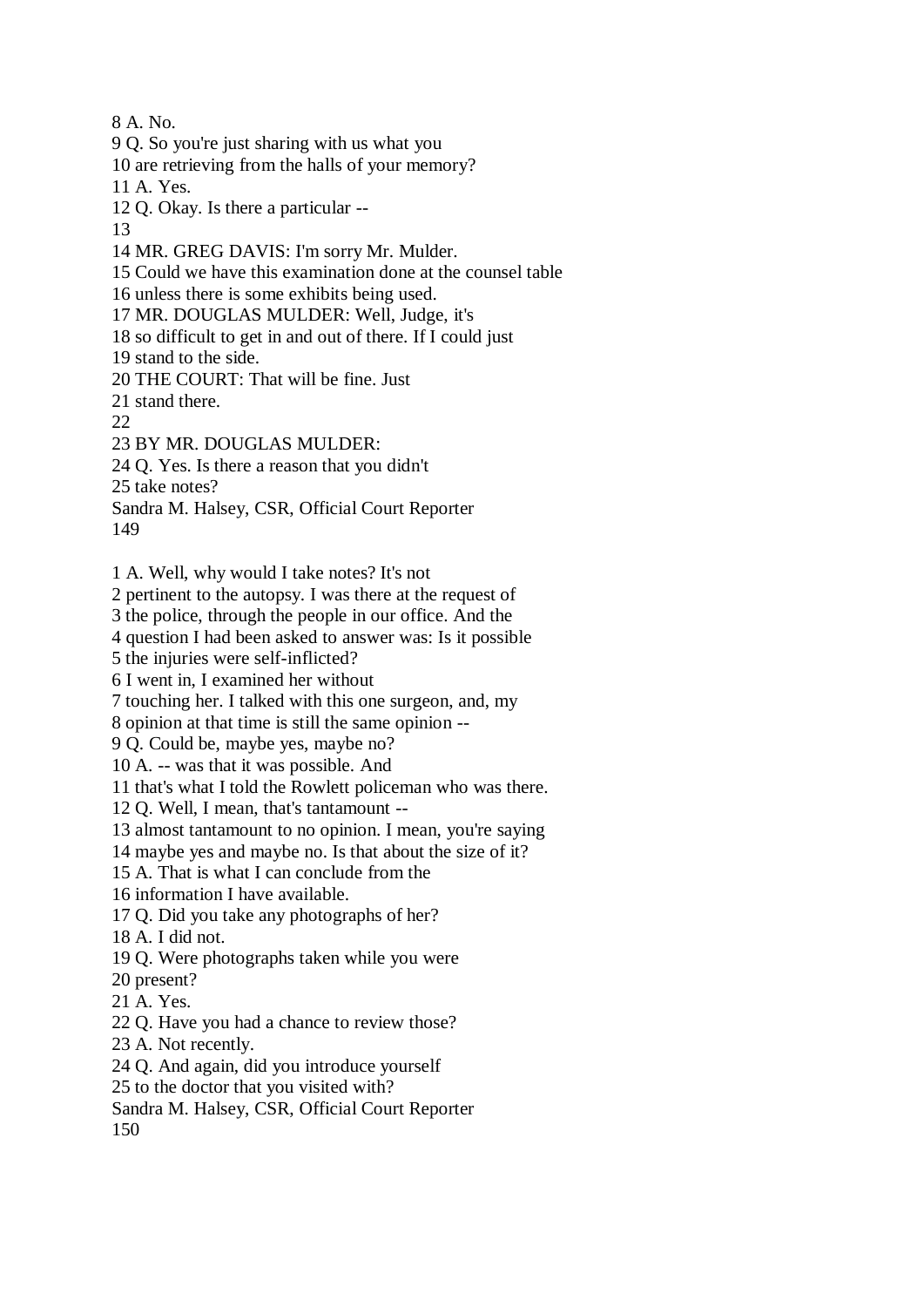8 A. No.
9 Q. So you're just sharing with us what you
10 are retrieving from the halls of your memory?
11 A. Yes.
12 Q. Okay. Is there a particular --
13
14 MR. GREG DAVIS: I'm sorry Mr. Mulder.
15 Could we have this examination done at the counsel table
16 unless there is some exhibits being used.
17 MR. DOUGLAS MULDER: Well, Judge, it's
18 so difficult to get in and out of there. If I could just
19 stand to the side.
20 THE COURT: That will be fine. Just
21 stand there.
22
23 BY MR. DOUGLAS MULDER:
24 Q. Yes. Is there a reason that you didn't
25 take notes?
Sandra M. Halsey, CSR, Official Court Reporter
149

1 A. Well, why would I take notes? It's not
2 pertinent to the autopsy. I was there at the request of
3 the police, through the people in our office. And the
4 question I had been asked to answer was: Is it possible
5 the injuries were self-inflicted?
6 I went in, I examined her without
7 touching her. I talked with this one surgeon, and, my
8 opinion at that time is still the same opinion --
9 Q. Could be, maybe yes, maybe no?
10 A. -- was that it was possible. And
11 that's what I told the Rowlett policeman who was there.
12 Q. Well, I mean, that's tantamount --
13 almost tantamount to no opinion. I mean, you're saying
14 maybe yes and maybe no. Is that about the size of it?
15 A. That is what I can conclude from the
16 information I have available.
17 Q. Did you take any photographs of her?
18 A. I did not.
19 Q. Were photographs taken while you were
20 present?
21 A. Yes.
22 Q. Have you had a chance to review those?
23 A. Not recently.
24 Q. And again, did you introduce yourself
25 to the doctor that you visited with?
Sandra M. Halsey, CSR, Official Court Reporter
150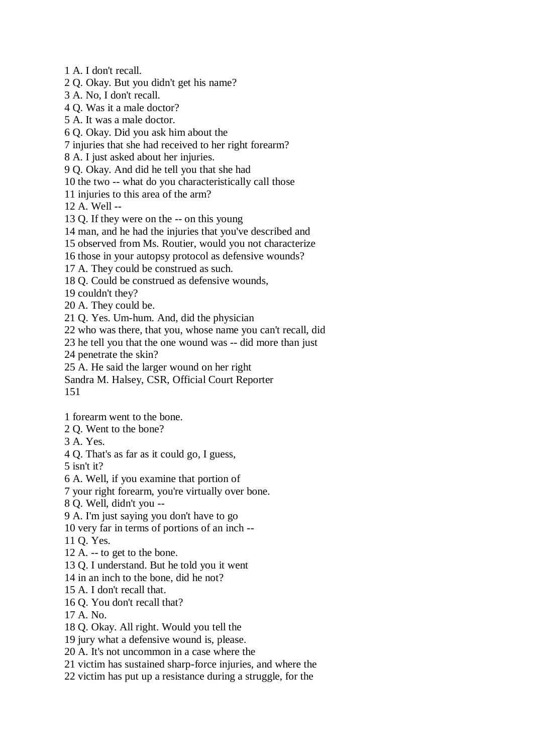1 A. I don't recall.
2 Q. Okay. But you didn't get his name?
3 A. No, I don't recall.
4 Q. Was it a male doctor?
5 A. It was a male doctor.
6 Q. Okay. Did you ask him about the
7 injuries that she had received to her right forearm?
8 A. I just asked about her injuries.
9 Q. Okay. And did he tell you that she had
10 the two -- what do you characteristically call those
11 injuries to this area of the arm?
12 A. Well --
13 Q. If they were on the -- on this young
14 man, and he had the injuries that you've described and
15 observed from Ms. Routier, would you not characterize
16 those in your autopsy protocol as defensive wounds?
17 A. They could be construed as such.
18 Q. Could be construed as defensive wounds,
19 couldn't they?
20 A. They could be.
21 Q. Yes. Um-hum. And, did the physician
22 who was there, that you, whose name you can't recall, did
23 he tell you that the one wound was -- did more than just
24 penetrate the skin?
25 A. He said the larger wound on her right
Sandra M. Halsey, CSR, Official Court Reporter

1 forearm went to the bone.
2 Q. Went to the bone?
3 A. Yes.
4 Q. That's as far as it could go, I guess,
5 isn't it?
6 A. Well, if you examine that portion of
7 your right forearm, you're virtually over bone.
8 Q. Well, didn't you --
9 A. I'm just saying you don't have to go
10 very far in terms of portions of an inch --
11 Q. Yes.
12 A. -- to get to the bone.
13 Q. I understand. But he told you it went
14 in an inch to the bone, did he not?
15 A. I don't recall that.
16 Q. You don't recall that?
17 A. No.
18 Q. Okay. All right. Would you tell the
19 jury what a defensive wound is, please.
20 A. It's not uncommon in a case where the
21 victim has sustained sharp-force injuries, and where the
22 victim has put up a resistance during a struggle, for the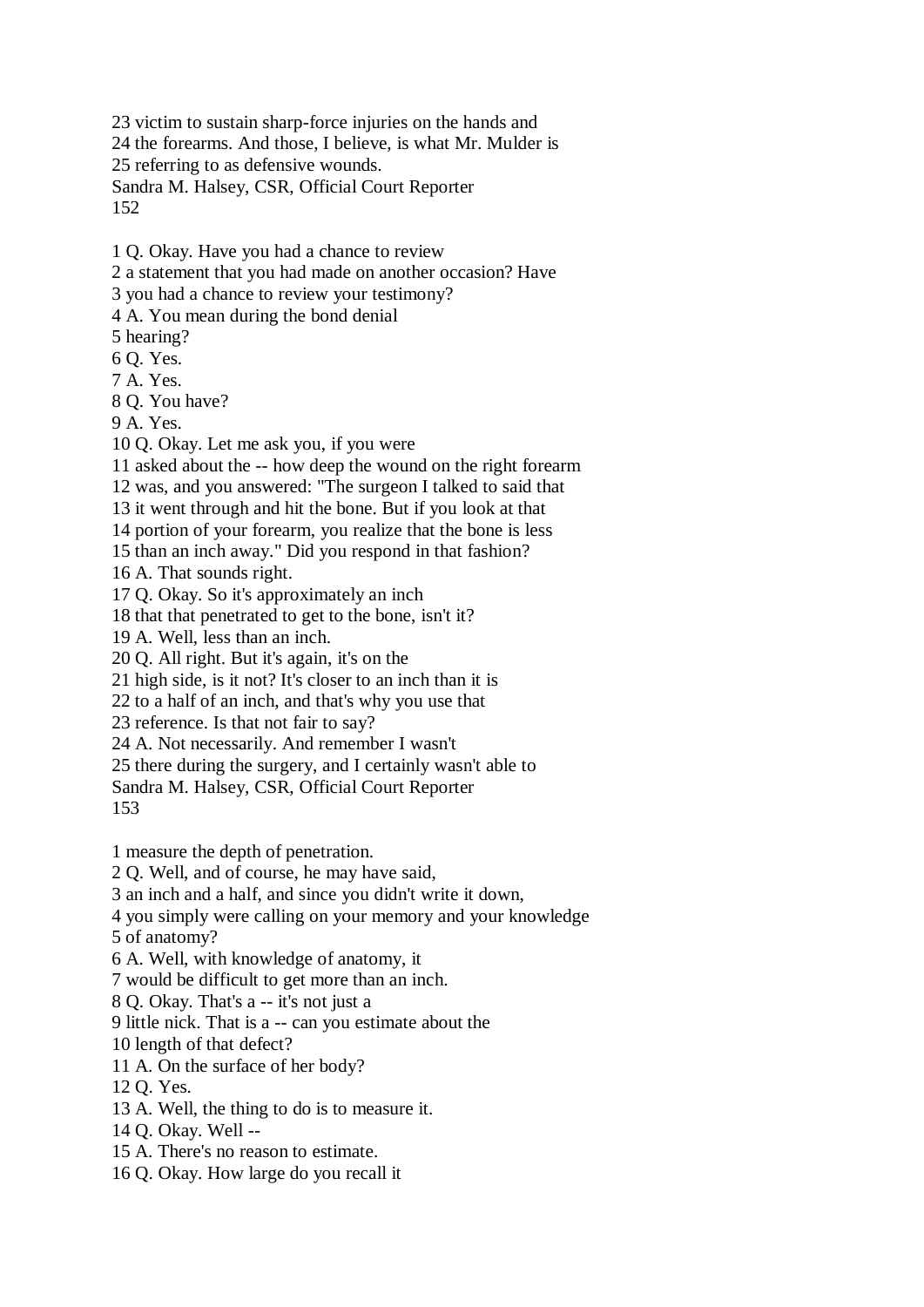23 victim to sustain sharp-force injuries on the hands and
24 the forearms. And those, I believe, is what Mr. Mulder is
25 referring to as defensive wounds.

1 Q. Okay. Have you had a chance to review
2 a statement that you had made on another occasion? Have
3 you had a chance to review your testimony?
4 A. You mean during the bond denial
5 hearing?
6 Q. Yes.
7 A. Yes.
8 Q. You have?
9 A. Yes.
10 Q. Okay. Let me ask you, if you were
11 asked about the -- how deep the wound on the right forearm
12 was, and you answered: "The surgeon I talked to said that
13 it went through and hit the bone. But if you look at that
14 portion of your forearm, you realize that the bone is less
15 than an inch away." Did you respond in that fashion?
16 A. That sounds right.
17 Q. Okay. So it's approximately an inch
18 that that penetrated to get to the bone, isn't it?
19 A. Well, less than an inch.
20 Q. All right. But it's again, it's on the
21 high side, is it not? It's closer to an inch than it is
22 to a half of an inch, and that's why you use that
23 reference. Is that not fair to say?
24 A. Not necessarily. And remember I wasn't
25 there during the surgery, and I certainly wasn't able to

1 measure the depth of penetration.
2 Q. Well, and of course, he may have said,
3 an inch and a half, and since you didn't write it down,
4 you simply were calling on your memory and your knowledge
5 of anatomy?
6 A. Well, with knowledge of anatomy, it
7 would be difficult to get more than an inch.
8 Q. Okay. That's a -- it's not just a
9 little nick. That is a -- can you estimate about the
10 length of that defect?
11 A. On the surface of her body?
12 Q. Yes.
13 A. Well, the thing to do is to measure it.
14 Q. Okay. Well --
15 A. There's no reason to estimate.
16 Q. Okay. How large do you recall it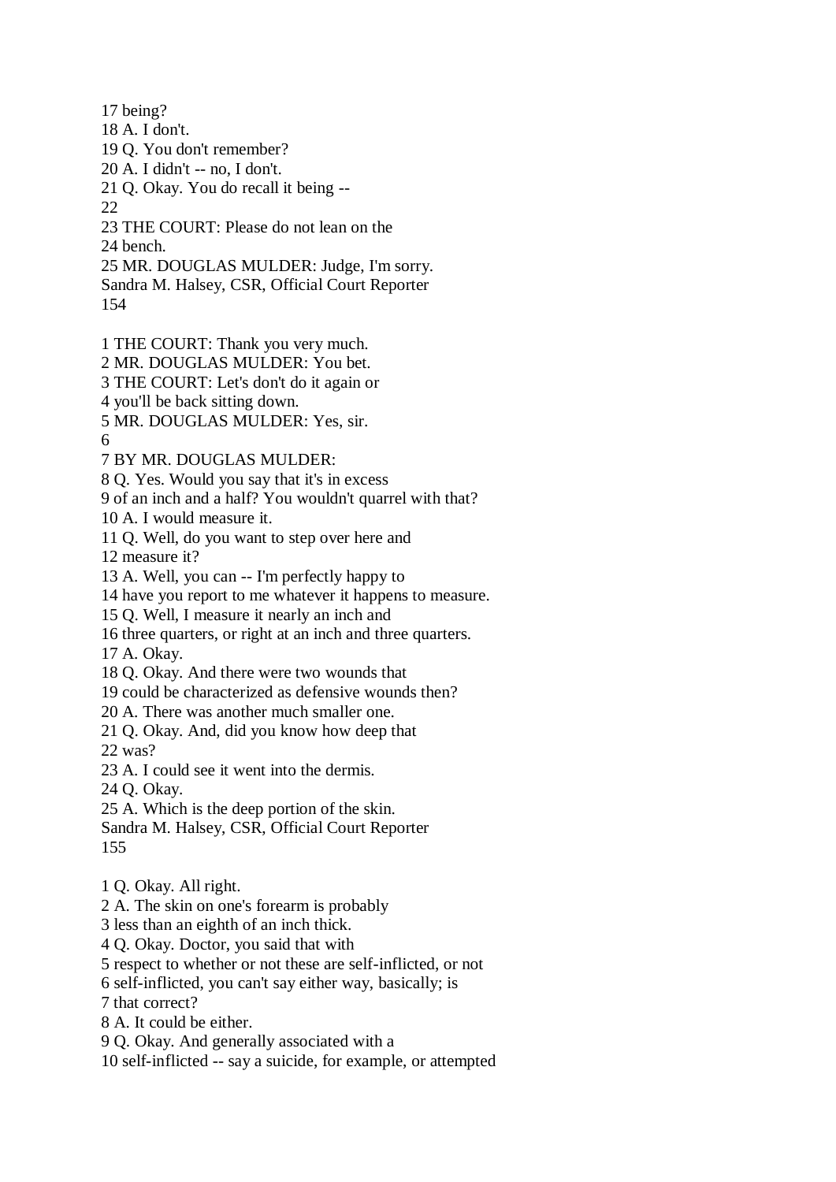17 being?
18 A. I don't.
19 Q. You don't remember?
20 A. I didn't -- no, I don't.
21 Q. Okay. You do recall it being --
22
23 THE COURT: Please do not lean on the
24 bench.
25 MR. DOUGLAS MULDER: Judge, I'm sorry.

1 THE COURT: Thank you very much.
2 MR. DOUGLAS MULDER: You bet.
3 THE COURT: Let's don't do it again or
4 you'll be back sitting down.
5 MR. DOUGLAS MULDER: Yes, sir.
6
7 BY MR. DOUGLAS MULDER:
8 Q. Yes. Would you say that it's in excess
9 of an inch and a half? You wouldn't quarrel with that?
10 A. I would measure it.
11 Q. Well, do you want to step over here and
12 measure it?
13 A. Well, you can -- I'm perfectly happy to
14 have you report to me whatever it happens to measure.
15 Q. Well, I measure it nearly an inch and
16 three quarters, or right at an inch and three quarters.
17 A. Okay.
18 Q. Okay. And there were two wounds that
19 could be characterized as defensive wounds then?
20 A. There was another much smaller one.
21 Q. Okay. And, did you know how deep that
22 was?
23 A. I could see it went into the dermis.
24 Q. Okay.
25 A. Which is the deep portion of the skin.

1 Q. Okay. All right.
2 A. The skin on one's forearm is probably
3 less than an eighth of an inch thick.
4 Q. Okay. Doctor, you said that with
5 respect to whether or not these are self-inflicted, or not
6 self-inflicted, you can't say either way, basically; is
7 that correct?
8 A. It could be either.
9 Q. Okay. And generally associated with a
10 self-inflicted -- say a suicide, for example, or attempted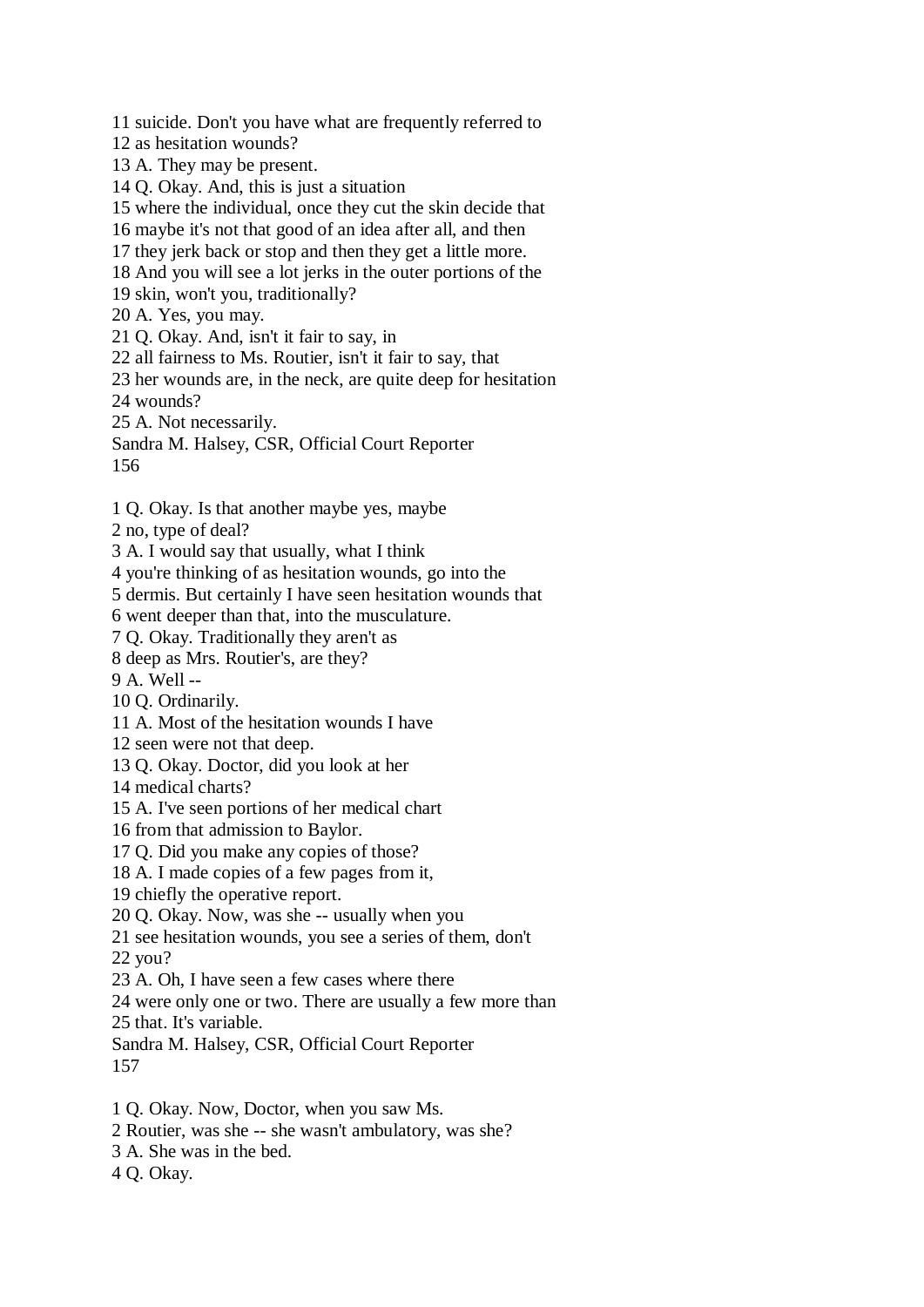11 suicide. Don't you have what are frequently referred to
12 as hesitation wounds?
13 A. They may be present.
14 Q. Okay. And, this is just a situation
15 where the individual, once they cut the skin decide that
16 maybe it's not that good of an idea after all, and then
17 they jerk back or stop and then they get a little more.
18 And you will see a lot jerks in the outer portions of the
19 skin, won't you, traditionally?
20 A. Yes, you may.
21 Q. Okay. And, isn't it fair to say, in
22 all fairness to Ms. Routier, isn't it fair to say, that
23 her wounds are, in the neck, are quite deep for hesitation
24 wounds?
25 A. Not necessarily.
Sandra M. Halsey, CSR, Official Court Reporter
156

1 Q. Okay. Is that another maybe yes, maybe
2 no, type of deal?
3 A. I would say that usually, what I think
4 you're thinking of as hesitation wounds, go into the
5 dermis. But certainly I have seen hesitation wounds that
6 went deeper than that, into the musculature.
7 Q. Okay. Traditionally they aren't as
8 deep as Mrs. Routier's, are they?
9 A. Well --
10 Q. Ordinarily.
11 A. Most of the hesitation wounds I have
12 seen were not that deep.
13 Q. Okay. Doctor, did you look at her
14 medical charts?
15 A. I've seen portions of her medical chart
16 from that admission to Baylor.
17 Q. Did you make any copies of those?
18 A. I made copies of a few pages from it,
19 chiefly the operative report.
20 Q. Okay. Now, was she -- usually when you
21 see hesitation wounds, you see a series of them, don't
22 you?
23 A. Oh, I have seen a few cases where there
24 were only one or two. There are usually a few more than
25 that. It's variable.
Sandra M. Halsey, CSR, Official Court Reporter
157

1 Q. Okay. Now, Doctor, when you saw Ms.
2 Routier, was she -- she wasn't ambulatory, was she?
3 A. She was in the bed.
4 Q. Okay.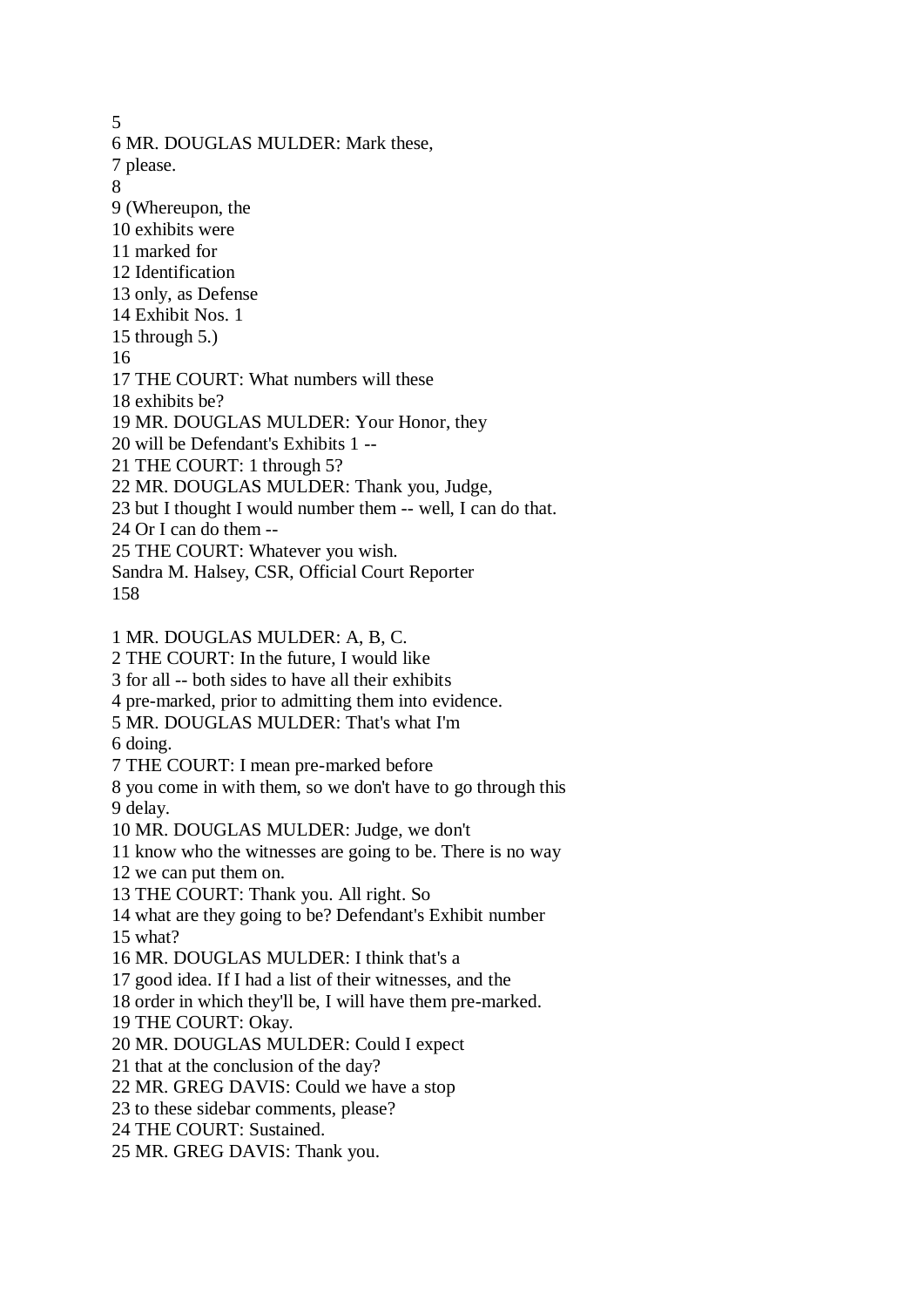5
6 MR. DOUGLAS MULDER: Mark these,
7 please.
8
9 (Whereupon, the
10 exhibits were
11 marked for
12 Identification
13 only, as Defense
14 Exhibit Nos. 1
15 through 5.)
16
17 THE COURT: What numbers will these
18 exhibits be?
19 MR. DOUGLAS MULDER: Your Honor, they
20 will be Defendant's Exhibits 1 --
21 THE COURT: 1 through 5?
22 MR. DOUGLAS MULDER: Thank you, Judge,
23 but I thought I would number them -- well, I can do that.
24 Or I can do them --
25 THE COURT: Whatever you wish.
Sandra M. Halsey, CSR, Official Court Reporter

1 MR. DOUGLAS MULDER: A, B, C.
2 THE COURT: In the future, I would like
3 for all -- both sides to have all their exhibits
4 pre-marked, prior to admitting them into evidence.
5 MR. DOUGLAS MULDER: That's what I'm
6 doing.
7 THE COURT: I mean pre-marked before
8 you come in with them, so we don't have to go through this
9 delay.
10 MR. DOUGLAS MULDER: Judge, we don't
11 know who the witnesses are going to be. There is no way
12 we can put them on.
13 THE COURT: Thank you. All right. So
14 what are they going to be? Defendant's Exhibit number
15 what?
16 MR. DOUGLAS MULDER: I think that's a
17 good idea. If I had a list of their witnesses, and the
18 order in which they'll be, I will have them pre-marked.
19 THE COURT: Okay.
20 MR. DOUGLAS MULDER: Could I expect
21 that at the conclusion of the day?
22 MR. GREG DAVIS: Could we have a stop
23 to these sidebar comments, please?
24 THE COURT: Sustained.
25 MR. GREG DAVIS: Thank you.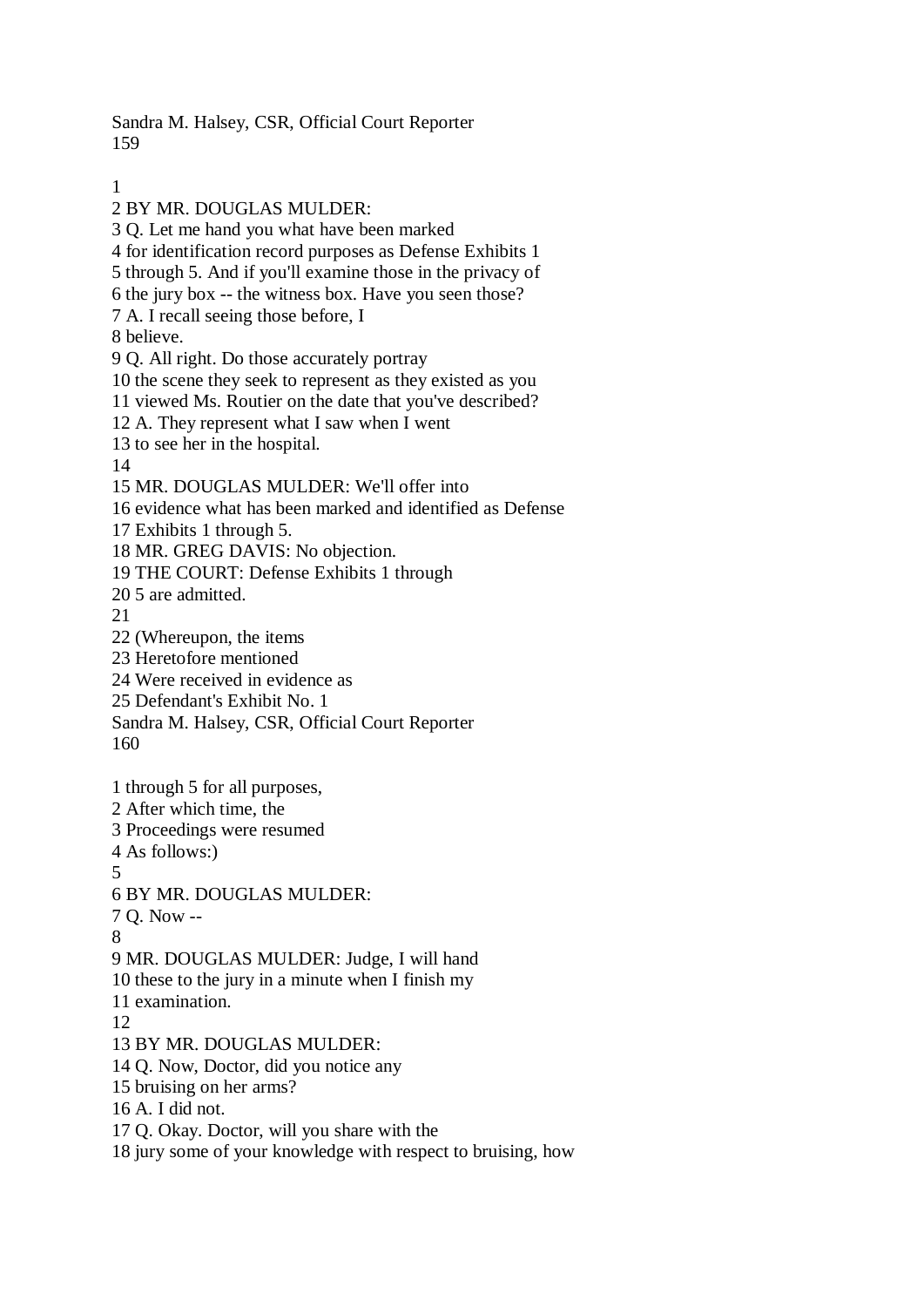1
2 BY MR. DOUGLAS MULDER:
3 Q. Let me hand you what have been marked
4 for identification record purposes as Defense Exhibits 1
5 through 5. And if you'll examine those in the privacy of
6 the jury box -- the witness box. Have you seen those?
7 A. I recall seeing those before, I
8 believe.
9 Q. All right. Do those accurately portray
10 the scene they seek to represent as they existed as you
11 viewed Ms. Routier on the date that you've described?
12 A. They represent what I saw when I went
13 to see her in the hospital.
14
15 MR. DOUGLAS MULDER: We'll offer into
16 evidence what has been marked and identified as Defense
17 Exhibits 1 through 5.
18 MR. GREG DAVIS: No objection.
19 THE COURT: Defense Exhibits 1 through
20 5 are admitted.
21
22 (Whereupon, the items
23 Heretofore mentioned
24 Were received in evidence as
25 Defendant's Exhibit No. 1

1 through 5 for all purposes,
2 After which time, the
3 Proceedings were resumed
4 As follows:)
5
6 BY MR. DOUGLAS MULDER:
7 Q. Now --
8
9 MR. DOUGLAS MULDER: Judge, I will hand
10 these to the jury in a minute when I finish my
11 examination.
12
13 BY MR. DOUGLAS MULDER:
14 Q. Now, Doctor, did you notice any
15 bruising on her arms?
16 A. I did not.
17 Q. Okay. Doctor, will you share with the
18 jury some of your knowledge with respect to bruising, how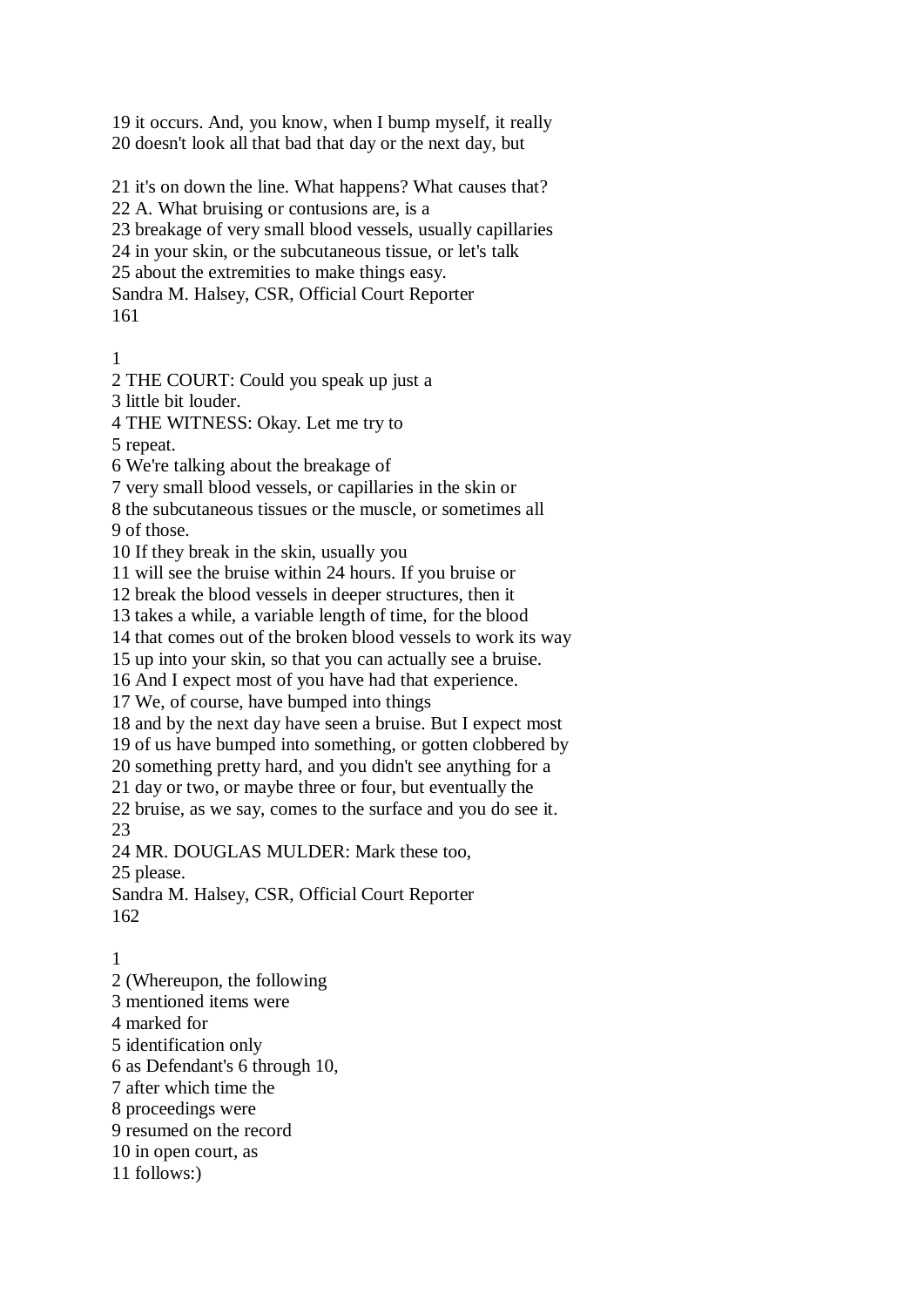19 it occurs. And, you know, when I bump myself, it really
20 doesn't look all that bad that day or the next day, but

21 it's on down the line. What happens? What causes that?
22 A. What bruising or contusions are, is a
23 breakage of very small blood vessels, usually capillaries
24 in your skin, or the subcutaneous tissue, or let's talk
25 about the extremities to make things easy.
Sandra M. Halsey, CSR, Official Court Reporter

1
2 THE COURT: Could you speak up just a
3 little bit louder.
4 THE WITNESS: Okay. Let me try to
5 repeat.
6 We're talking about the breakage of
7 very small blood vessels, or capillaries in the skin or
8 the subcutaneous tissues or the muscle, or sometimes all
9 of those.
10 If they break in the skin, usually you
11 will see the bruise within 24 hours. If you bruise or
12 break the blood vessels in deeper structures, then it
13 takes a while, a variable length of time, for the blood
14 that comes out of the broken blood vessels to work its way
15 up into your skin, so that you can actually see a bruise.
16 And I expect most of you have had that experience.
17 We, of course, have bumped into things
18 and by the next day have seen a bruise. But I expect most
19 of us have bumped into something, or gotten clobbered by
20 something pretty hard, and you didn't see anything for a
21 day or two, or maybe three or four, but eventually the
22 bruise, as we say, comes to the surface and you do see it.
23
24 MR. DOUGLAS MULDER: Mark these too,
25 please.
Sandra M. Halsey, CSR, Official Court Reporter

1
2 (Whereupon, the following
3 mentioned items were
4 marked for
5 identification only
6 as Defendant's 6 through 10,
7 after which time the
8 proceedings were
9 resumed on the record
10 in open court, as
11 follows:)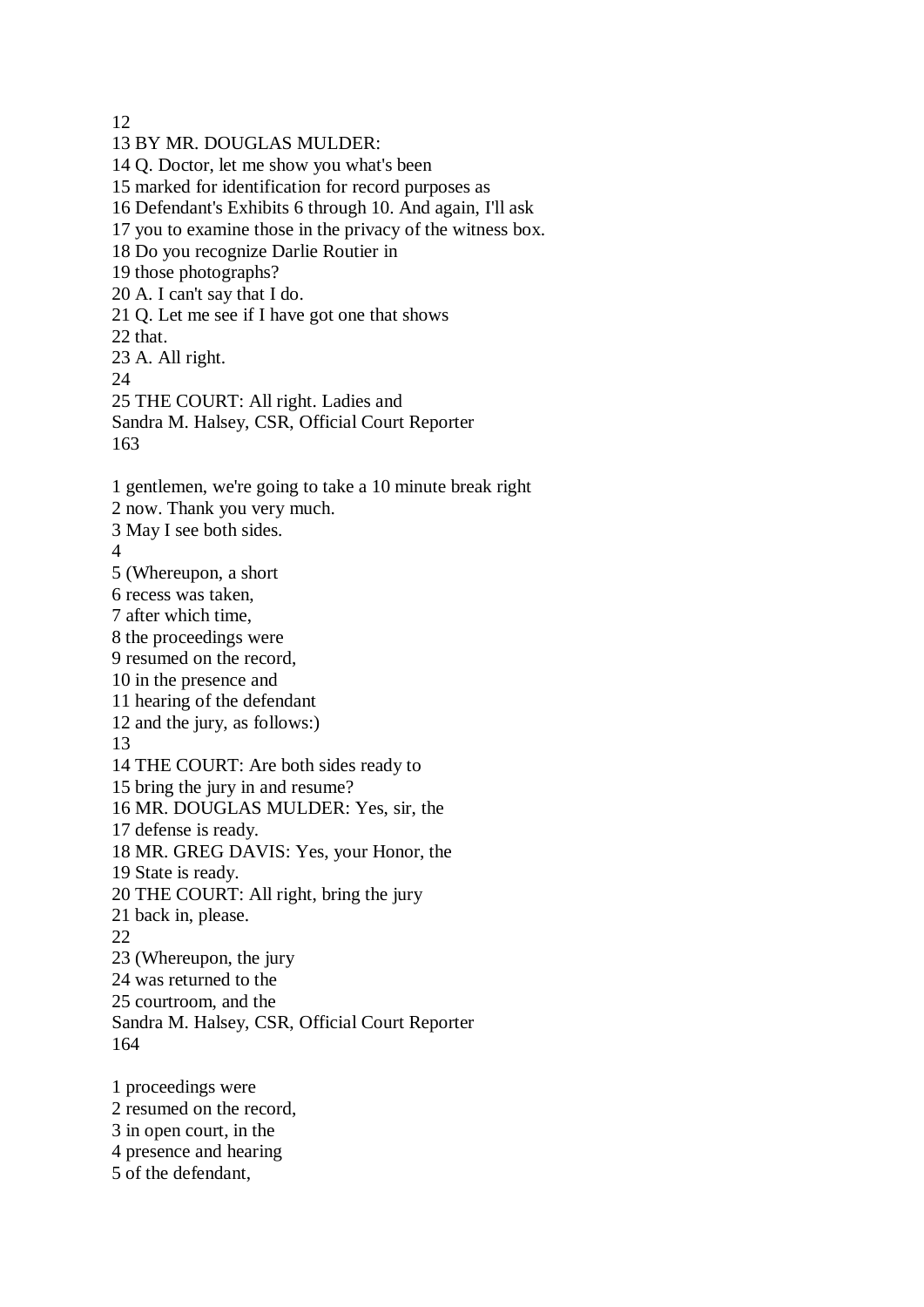12
13 BY MR. DOUGLAS MULDER:
14 Q. Doctor, let me show you what's been
15 marked for identification for record purposes as
16 Defendant's Exhibits 6 through 10. And again, I'll ask
17 you to examine those in the privacy of the witness box.
18 Do you recognize Darlie Routier in
19 those photographs?
20 A. I can't say that I do.
21 Q. Let me see if I have got one that shows
22 that.
23 A. All right.
24
25 THE COURT: All right. Ladies and
Sandra M. Halsey, CSR, Official Court Reporter
163

1 gentlemen, we're going to take a 10 minute break right
2 now. Thank you very much.
3 May I see both sides.
4
5 (Whereupon, a short
6 recess was taken,
7 after which time,
8 the proceedings were
9 resumed on the record,
10 in the presence and
11 hearing of the defendant
12 and the jury, as follows:)
13
14 THE COURT: Are both sides ready to
15 bring the jury in and resume?
16 MR. DOUGLAS MULDER: Yes, sir, the
17 defense is ready.
18 MR. GREG DAVIS: Yes, your Honor, the
19 State is ready.
20 THE COURT: All right, bring the jury
21 back in, please.
22
23 (Whereupon, the jury
24 was returned to the
25 courtroom, and the
Sandra M. Halsey, CSR, Official Court Reporter
164

1 proceedings were
2 resumed on the record,
3 in open court, in the
4 presence and hearing
5 of the defendant,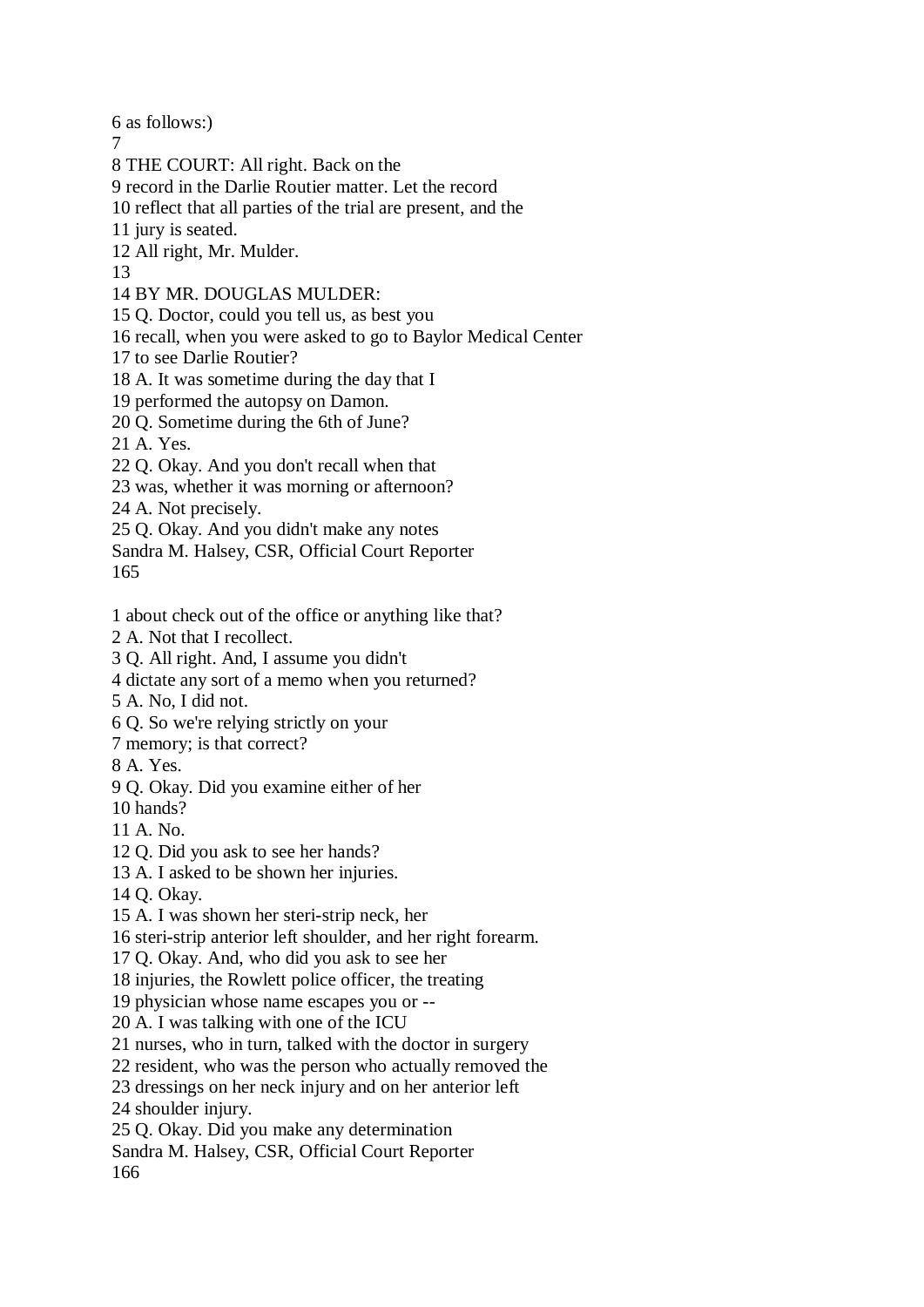6 as follows:)
7
8 THE COURT: All right. Back on the
9 record in the Darlie Routier matter. Let the record
10 reflect that all parties of the trial are present, and the
11 jury is seated.
12 All right, Mr. Mulder.
13
14 BY MR. DOUGLAS MULDER:
15 Q. Doctor, could you tell us, as best you
16 recall, when you were asked to go to Baylor Medical Center
17 to see Darlie Routier?
18 A. It was sometime during the day that I
19 performed the autopsy on Damon.
20 Q. Sometime during the 6th of June?
21 A. Yes.
22 Q. Okay. And you don't recall when that
23 was, whether it was morning or afternoon?
24 A. Not precisely.
25 Q. Okay. And you didn't make any notes
Sandra M. Halsey, CSR, Official Court Reporter

1 about check out of the office or anything like that?
2 A. Not that I recollect.
3 Q. All right. And, I assume you didn't
4 dictate any sort of a memo when you returned?
5 A. No, I did not.
6 Q. So we're relying strictly on your
7 memory; is that correct?
8 A. Yes.
9 Q. Okay. Did you examine either of her
10 hands?
11 A. No.
12 Q. Did you ask to see her hands?
13 A. I asked to be shown her injuries.
14 Q. Okay.
15 A. I was shown her steri-strip neck, her
16 steri-strip anterior left shoulder, and her right forearm.
17 Q. Okay. And, who did you ask to see her
18 injuries, the Rowlett police officer, the treating
19 physician whose name escapes you or --
20 A. I was talking with one of the ICU
21 nurses, who in turn, talked with the doctor in surgery
22 resident, who was the person who actually removed the
23 dressings on her neck injury and on her anterior left
24 shoulder injury.
25 Q. Okay. Did you make any determination
Sandra M. Halsey, CSR, Official Court Reporter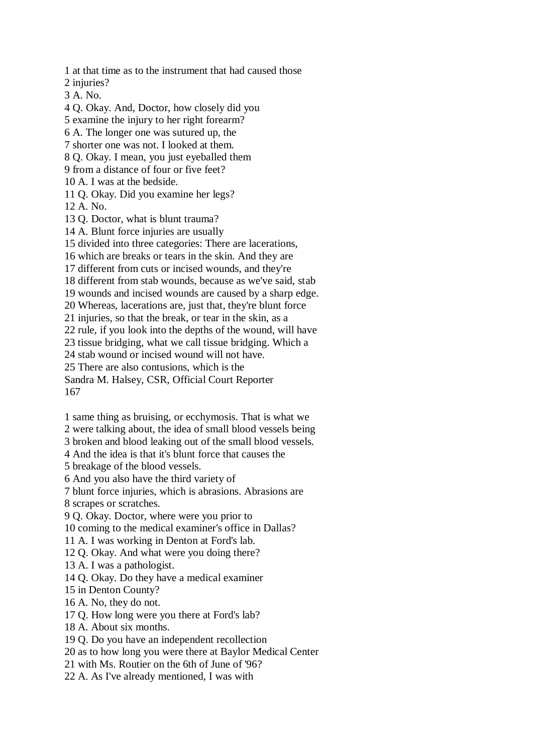1 at that time as to the instrument that had caused those
2 injuries?
3 A. No.
4 Q. Okay. And, Doctor, how closely did you
5 examine the injury to her right forearm?
6 A. The longer one was sutured up, the
7 shorter one was not. I looked at them.
8 Q. Okay. I mean, you just eyeballed them
9 from a distance of four or five feet?
10 A. I was at the bedside.
11 Q. Okay. Did you examine her legs?
12 A. No.
13 Q. Doctor, what is blunt trauma?
14 A. Blunt force injuries are usually
15 divided into three categories: There are lacerations,
16 which are breaks or tears in the skin. And they are
17 different from cuts or incised wounds, and they're
18 different from stab wounds, because as we've said, stab
19 wounds and incised wounds are caused by a sharp edge.
20 Whereas, lacerations are, just that, they're blunt force
21 injuries, so that the break, or tear in the skin, as a
22 rule, if you look into the depths of the wound, will have
23 tissue bridging, what we call tissue bridging. Which a
24 stab wound or incised wound will not have.
25 There are also contusions, which is the
Sandra M. Halsey, CSR, Official Court Reporter

1 same thing as bruising, or ecchymosis. That is what we
2 were talking about, the idea of small blood vessels being
3 broken and blood leaking out of the small blood vessels.
4 And the idea is that it's blunt force that causes the
5 breakage of the blood vessels.
6 And you also have the third variety of
7 blunt force injuries, which is abrasions. Abrasions are
8 scrapes or scratches.
9 Q. Okay. Doctor, where were you prior to
10 coming to the medical examiner's office in Dallas?
11 A. I was working in Denton at Ford's lab.
12 Q. Okay. And what were you doing there?
13 A. I was a pathologist.
14 Q. Okay. Do they have a medical examiner
15 in Denton County?
16 A. No, they do not.
17 Q. How long were you there at Ford's lab?
18 A. About six months.
19 Q. Do you have an independent recollection
20 as to how long you were there at Baylor Medical Center
21 with Ms. Routier on the 6th of June of '96?
22 A. As I've already mentioned, I was with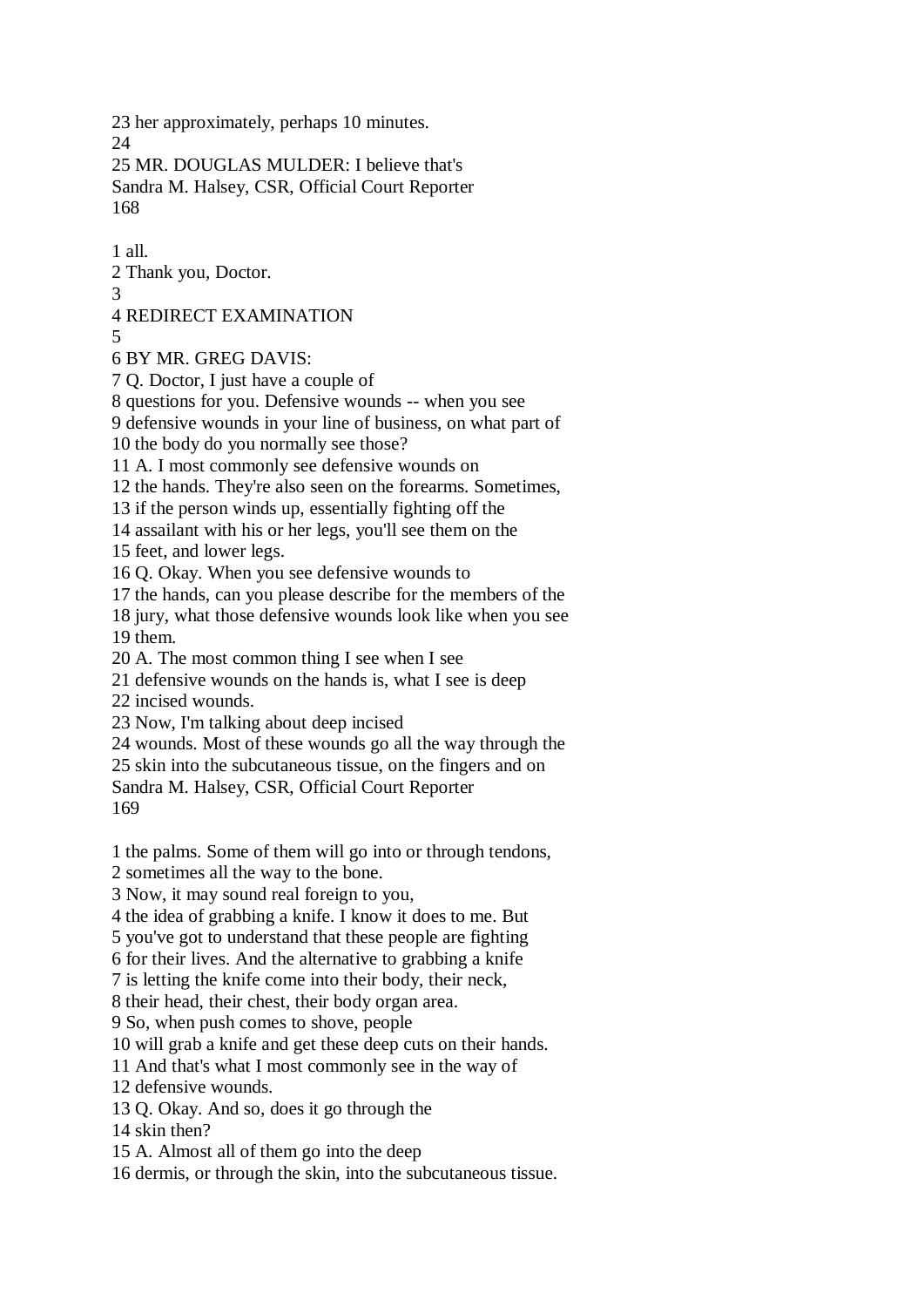23 her approximately, perhaps 10 minutes.
24
25 MR. DOUGLAS MULDER: I believe that's

1 all.
2 Thank you, Doctor.
3
4 REDIRECT EXAMINATION
5
6 BY MR. GREG DAVIS:
7 Q. Doctor, I just have a couple of
8 questions for you. Defensive wounds -- when you see
9 defensive wounds in your line of business, on what part of
10 the body do you normally see those?
11 A. I most commonly see defensive wounds on
12 the hands. They're also seen on the forearms. Sometimes,
13 if the person winds up, essentially fighting off the
14 assailant with his or her legs, you'll see them on the
15 feet, and lower legs.
16 Q. Okay. When you see defensive wounds to
17 the hands, can you please describe for the members of the
18 jury, what those defensive wounds look like when you see
19 them.
20 A. The most common thing I see when I see
21 defensive wounds on the hands is, what I see is deep
22 incised wounds.
23 Now, I'm talking about deep incised
24 wounds. Most of these wounds go all the way through the
25 skin into the subcutaneous tissue, on the fingers and on

1 the palms. Some of them will go into or through tendons,
2 sometimes all the way to the bone.
3 Now, it may sound real foreign to you,
4 the idea of grabbing a knife. I know it does to me. But
5 you've got to understand that these people are fighting
6 for their lives. And the alternative to grabbing a knife
7 is letting the knife come into their body, their neck,
8 their head, their chest, their body organ area.
9 So, when push comes to shove, people
10 will grab a knife and get these deep cuts on their hands.
11 And that's what I most commonly see in the way of
12 defensive wounds.
13 Q. Okay. And so, does it go through the
14 skin then?
15 A. Almost all of them go into the deep
16 dermis, or through the skin, into the subcutaneous tissue.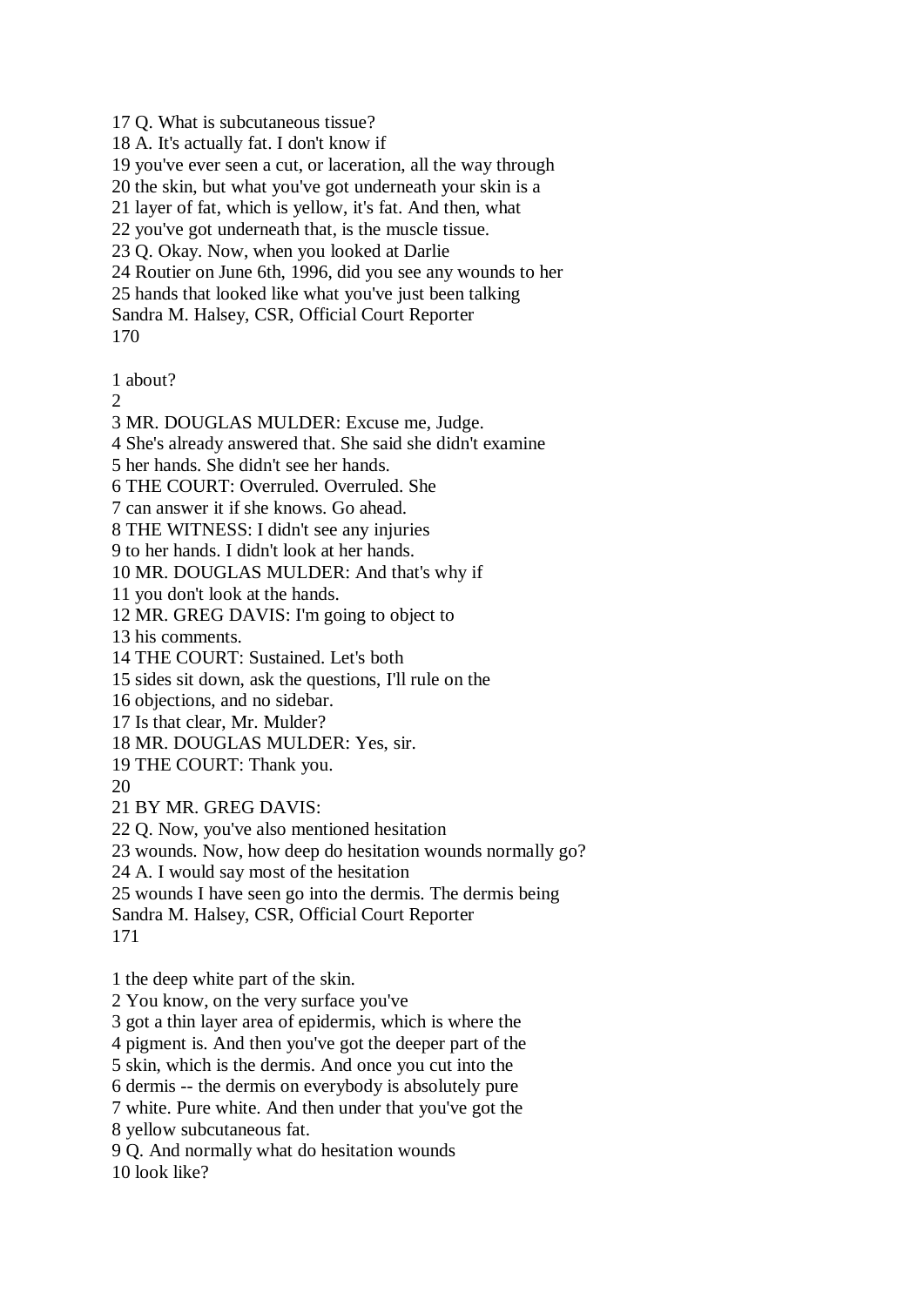17 Q. What is subcutaneous tissue?
18 A. It's actually fat. I don't know if
19 you've ever seen a cut, or laceration, all the way through
20 the skin, but what you've got underneath your skin is a
21 layer of fat, which is yellow, it's fat. And then, what
22 you've got underneath that, is the muscle tissue.
23 Q. Okay. Now, when you looked at Darlie
24 Routier on June 6th, 1996, did you see any wounds to her
25 hands that looked like what you've just been talking
Sandra M. Halsey, CSR, Official Court Reporter
170

1 about?
2
3 MR. DOUGLAS MULDER: Excuse me, Judge.
4 She's already answered that. She said she didn't examine
5 her hands. She didn't see her hands.
6 THE COURT: Overruled. Overruled. She
7 can answer it if she knows. Go ahead.
8 THE WITNESS: I didn't see any injuries
9 to her hands. I didn't look at her hands.
10 MR. DOUGLAS MULDER: And that's why if
11 you don't look at the hands.
12 MR. GREG DAVIS: I'm going to object to
13 his comments.
14 THE COURT: Sustained. Let's both
15 sides sit down, ask the questions, I'll rule on the
16 objections, and no sidebar.
17 Is that clear, Mr. Mulder?
18 MR. DOUGLAS MULDER: Yes, sir.
19 THE COURT: Thank you.
20
21 BY MR. GREG DAVIS:
22 Q. Now, you've also mentioned hesitation
23 wounds. Now, how deep do hesitation wounds normally go?
24 A. I would say most of the hesitation
25 wounds I have seen go into the dermis. The dermis being
Sandra M. Halsey, CSR, Official Court Reporter
171

1 the deep white part of the skin.
2 You know, on the very surface you've
3 got a thin layer area of epidermis, which is where the
4 pigment is. And then you've got the deeper part of the
5 skin, which is the dermis. And once you cut into the
6 dermis -- the dermis on everybody is absolutely pure
7 white. Pure white. And then under that you've got the
8 yellow subcutaneous fat.
9 Q. And normally what do hesitation wounds
10 look like?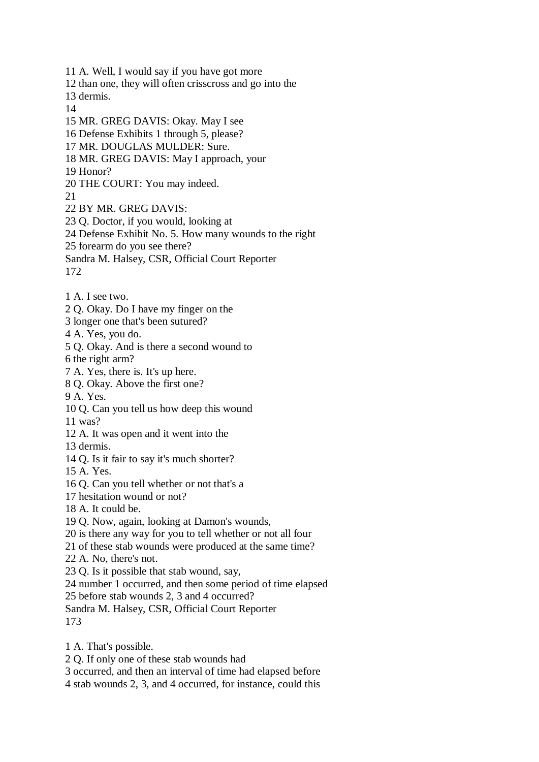11 A. Well, I would say if you have got more
12 than one, they will often crisscross and go into the
13 dermis.
14
15 MR. GREG DAVIS: Okay. May I see
16 Defense Exhibits 1 through 5, please?
17 MR. DOUGLAS MULDER: Sure.
18 MR. GREG DAVIS: May I approach, your
19 Honor?
20 THE COURT: You may indeed.
21
22 BY MR. GREG DAVIS:
23 Q. Doctor, if you would, looking at
24 Defense Exhibit No. 5. How many wounds to the right
25 forearm do you see there?
Sandra M. Halsey, CSR, Official Court Reporter
172

1 A. I see two.
2 Q. Okay. Do I have my finger on the
3 longer one that's been sutured?
4 A. Yes, you do.
5 Q. Okay. And is there a second wound to
6 the right arm?
7 A. Yes, there is. It's up here.
8 Q. Okay. Above the first one?
9 A. Yes.
10 Q. Can you tell us how deep this wound
11 was?
12 A. It was open and it went into the
13 dermis.
14 Q. Is it fair to say it's much shorter?
15 A. Yes.
16 Q. Can you tell whether or not that's a
17 hesitation wound or not?
18 A. It could be.
19 Q. Now, again, looking at Damon's wounds,
20 is there any way for you to tell whether or not all four
21 of these stab wounds were produced at the same time?
22 A. No, there's not.
23 Q. Is it possible that stab wound, say,
24 number 1 occurred, and then some period of time elapsed
25 before stab wounds 2, 3 and 4 occurred?
Sandra M. Halsey, CSR, Official Court Reporter
173

1 A. That's possible.
2 Q. If only one of these stab wounds had
3 occurred, and then an interval of time had elapsed before
4 stab wounds 2, 3, and 4 occurred, for instance, could this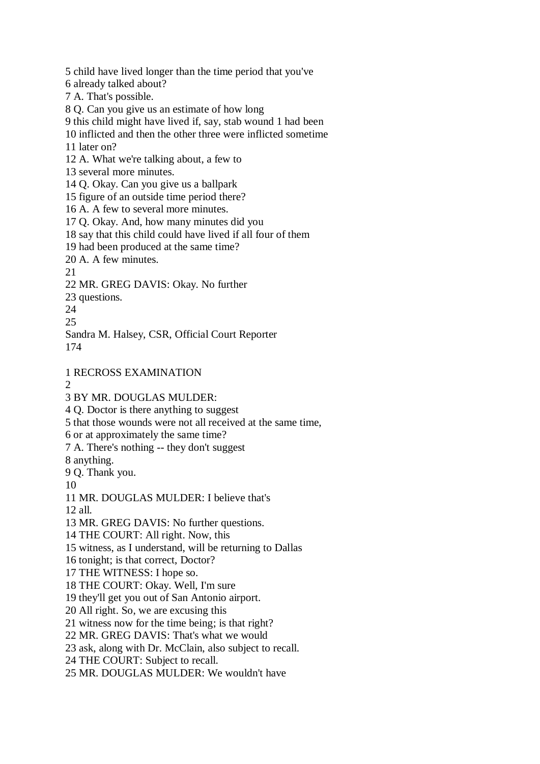5 child have lived longer than the time period that you've
6 already talked about?
7 A. That's possible.
8 Q. Can you give us an estimate of how long
9 this child might have lived if, say, stab wound 1 had been
10 inflicted and then the other three were inflicted sometime
11 later on?
12 A. What we're talking about, a few to
13 several more minutes.
14 Q. Okay. Can you give us a ballpark
15 figure of an outside time period there?
16 A. A few to several more minutes.
17 Q. Okay. And, how many minutes did you
18 say that this child could have lived if all four of them
19 had been produced at the same time?
20 A. A few minutes.
21
22 MR. GREG DAVIS: Okay. No further
23 questions.
24
25
Sandra M. Halsey, CSR, Official Court Reporter

1 RECROSS EXAMINATION
2
3 BY MR. DOUGLAS MULDER:
4 Q. Doctor is there anything to suggest
5 that those wounds were not all received at the same time,
6 or at approximately the same time?
7 A. There's nothing -- they don't suggest
8 anything.
9 Q. Thank you.
10
11 MR. DOUGLAS MULDER: I believe that's
12 all.
13 MR. GREG DAVIS: No further questions.
14 THE COURT: All right. Now, this
15 witness, as I understand, will be returning to Dallas
16 tonight; is that correct, Doctor?
17 THE WITNESS: I hope so.
18 THE COURT: Okay. Well, I'm sure
19 they'll get you out of San Antonio airport.
20 All right. So, we are excusing this
21 witness now for the time being; is that right?
22 MR. GREG DAVIS: That's what we would
23 ask, along with Dr. McClain, also subject to recall.
24 THE COURT: Subject to recall.
25 MR. DOUGLAS MULDER: We wouldn't have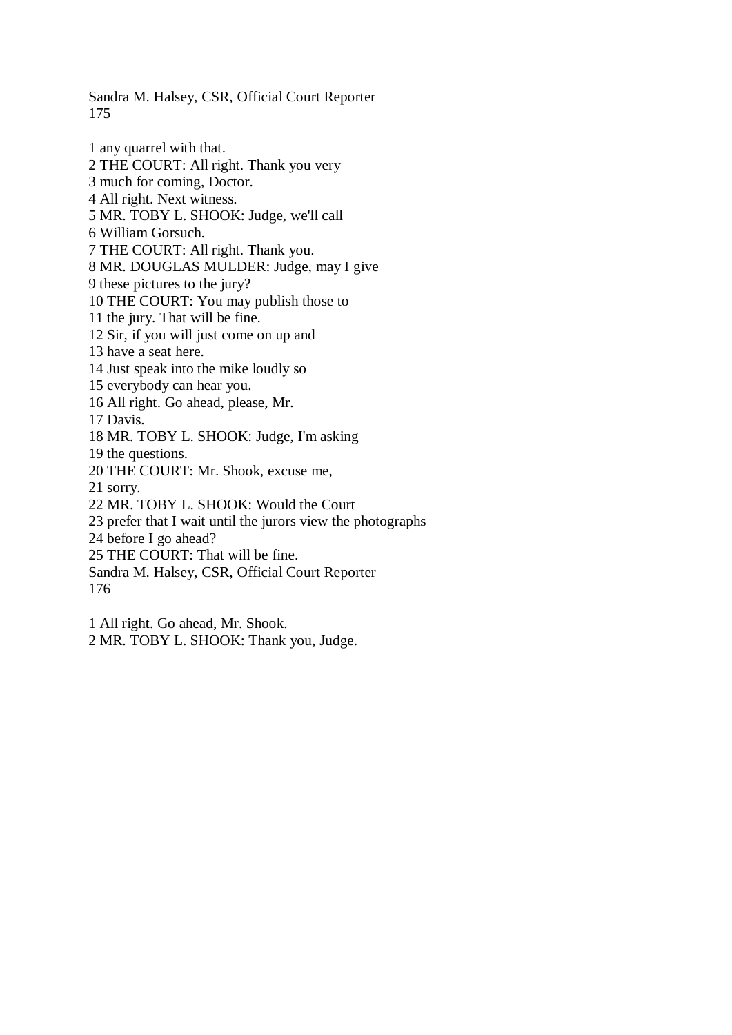1 any quarrel with that.
2 THE COURT: All right. Thank you very
3 much for coming, Doctor.
4 All right. Next witness.
5 MR. TOBY L. SHOOK: Judge, we'll call
6 William Gorsuch.
7 THE COURT: All right. Thank you.
8 MR. DOUGLAS MULDER: Judge, may I give
9 these pictures to the jury?
10 THE COURT: You may publish those to
11 the jury. That will be fine.
12 Sir, if you will just come on up and
13 have a seat here.
14 Just speak into the mike loudly so
15 everybody can hear you.
16 All right. Go ahead, please, Mr.
17 Davis.
18 MR. TOBY L. SHOOK: Judge, I'm asking
19 the questions.
20 THE COURT: Mr. Shook, excuse me,
21 sorry.
22 MR. TOBY L. SHOOK: Would the Court
23 prefer that I wait until the jurors view the photographs
24 before I go ahead?
25 THE COURT: That will be fine.

1 All right. Go ahead, Mr. Shook.
2 MR. TOBY L. SHOOK: Thank you, Judge.